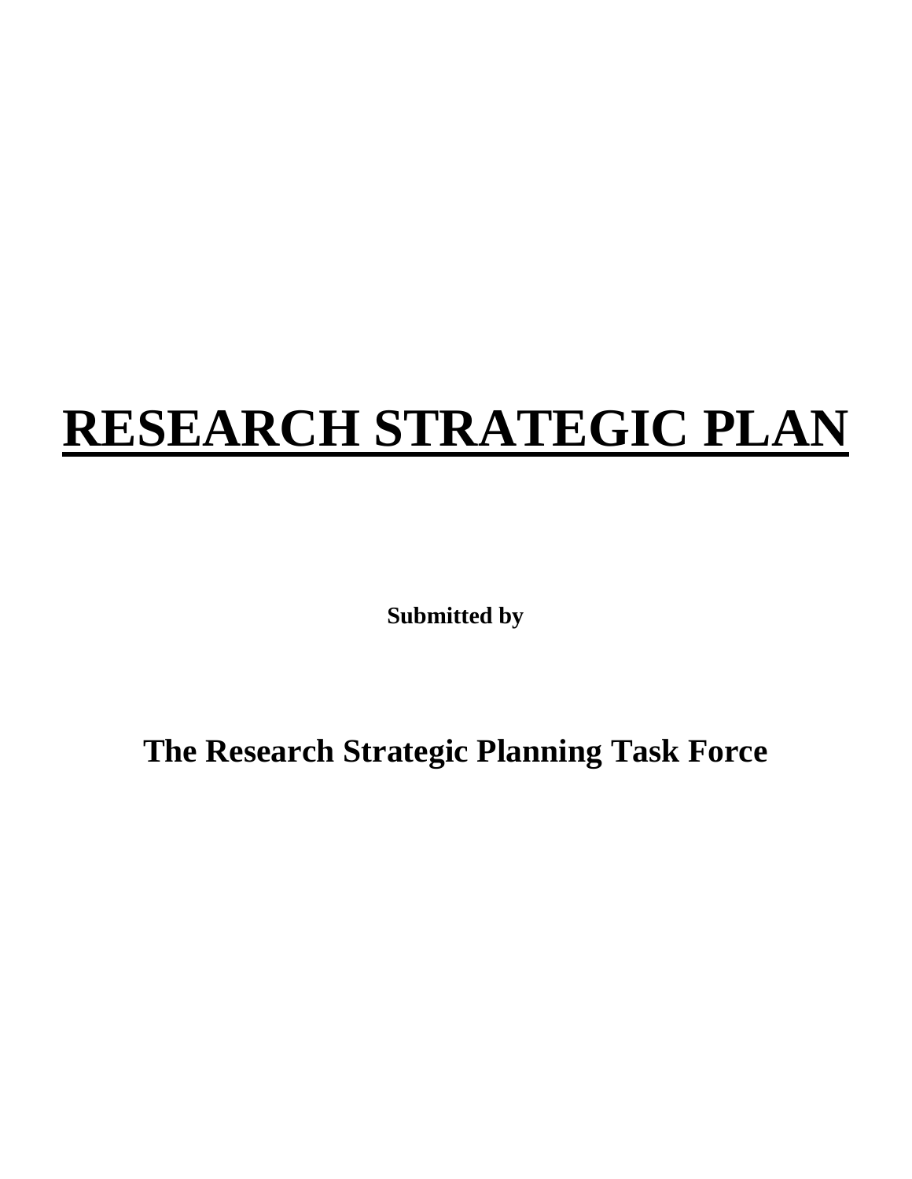# RESEARCH STRATEGIC PLAN

**Submitted by**

## The Research Strategic Planning Task Force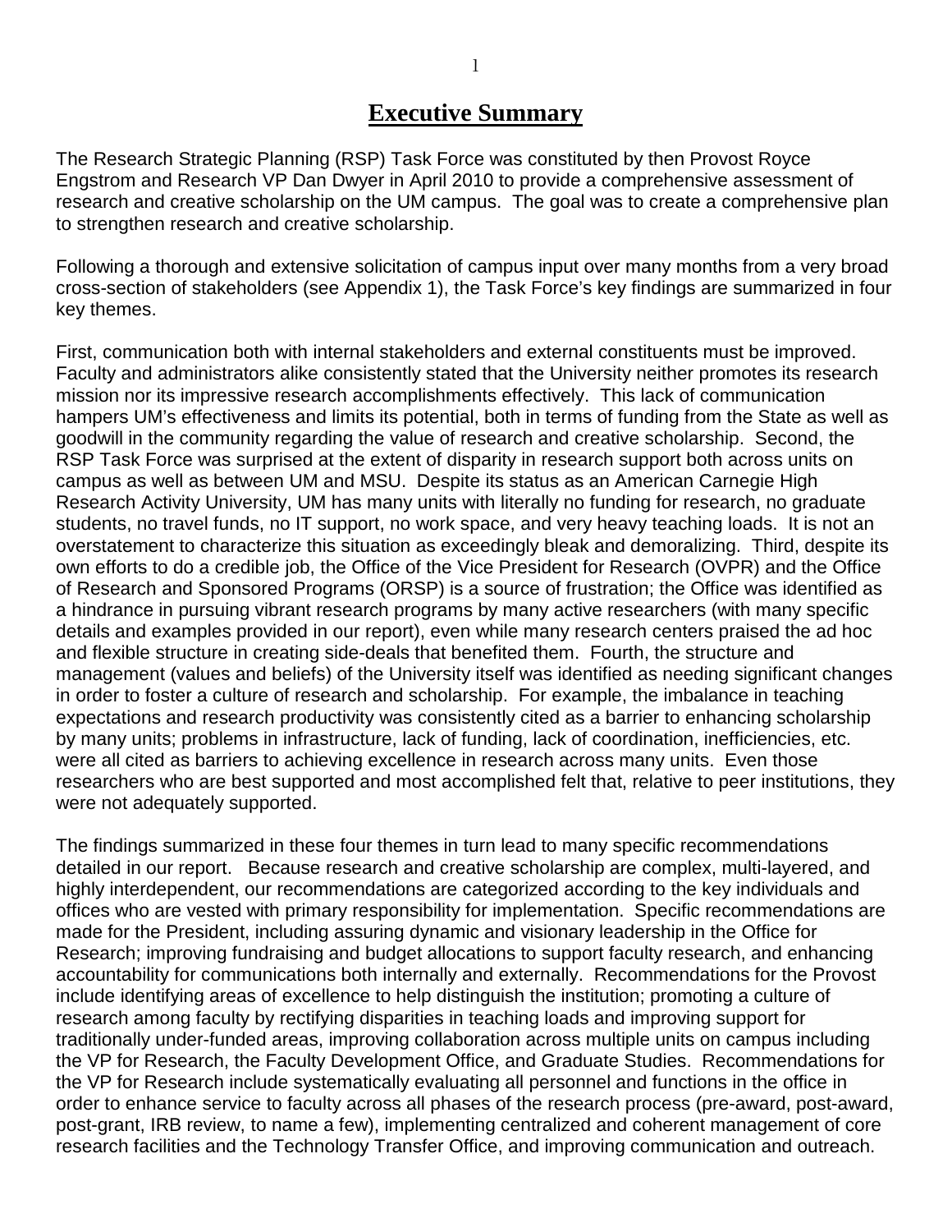# Executive Summary

The Research Strategic Planning (RSP) Task Force was constituted by then Provost Royce Engstrom and Research VP Dan Dwyer in April 2010 to provide a comprehensive assessment of research and creative scholarship on the UM campus. The goal was to create a comprehensive plan to strengthen research and creative scholarship.

Following a thorough and extensive solicitation of campus input over many months from a very broad cross-section of stakeholders (see Appendix 1), the Task Force's key findings are summarized in four key themes.

First, communication both with internal stakeholders and external constituents must be improved. Faculty and administrators alike consistently stated that the University neither promotes its research mission nor its impressive research accomplishments effectively. This lack of communication hampers UM's effectiveness and limits its potential, both in terms of funding from the State as well as goodwill in the community regarding the value of research and creative scholarship. Second, the RSP Task Force was surprised at the extent of disparity in research support both across units on campus as well as between UM and MSU. Despite its status as an American Carnegie High Research Activity University, UM has many units with literally no funding for research, no graduate students, no travel funds, no IT support, no work space, and very heavy teaching loads. It is not an overstatement to characterize this situation as exceedingly bleak and demoralizing. Third, despite its own efforts to do a credible job, the Office of the Vice President for Research (OVPR) and the Office of Research and Sponsored Programs (ORSP) is a source of frustration; the Office was identified as a hindrance in pursuing vibrant research programs by many active researchers (with many specific details and examples provided in our report), even while many research centers praised the ad hoc and flexible structure in creating side-deals that benefited them. Fourth, the structure and management (values and beliefs) of the University itself was identified as needing significant changes in order to foster a culture of research and scholarship. For example, the imbalance in teaching expectations and research productivity was consistently cited as a barrier to enhancing scholarship by many units; problems in infrastructure, lack of funding, lack of coordination, inefficiencies, etc. were all cited as barriers to achieving excellence in research across many units. Even those researchers who are best supported and most accomplished felt that, relative to peer institutions, they were not adequately supported.

The findings summarized in these four themes in turn lead to many specific recommendations detailed in our report. Because research and creative scholarship are complex, multi-layered, and highly interdependent, our recommendations are categorized according to the key individuals and offices who are vested with primary responsibility for implementation. Specific recommendations are made for the President, including assuring dynamic and visionary leadership in the Office for Research; improving fundraising and budget allocations to support faculty research, and enhancing accountability for communications both internally and externally. Recommendations for the Provost include identifying areas of excellence to help distinguish the institution; promoting a culture of research among faculty by rectifying disparities in teaching loads and improving support for traditionally under-funded areas, improving collaboration across multiple units on campus including the VP for Research, the Faculty Development Office, and Graduate Studies. Recommendations for the VP for Research include systematically evaluating all personnel and functions in the office in order to enhance service to faculty across all phases of the research process (pre-award, post-award, post-grant, IRB review, to name a few), implementing centralized and coherent management of core research facilities and the Technology Transfer Office, and improving communication and outreach.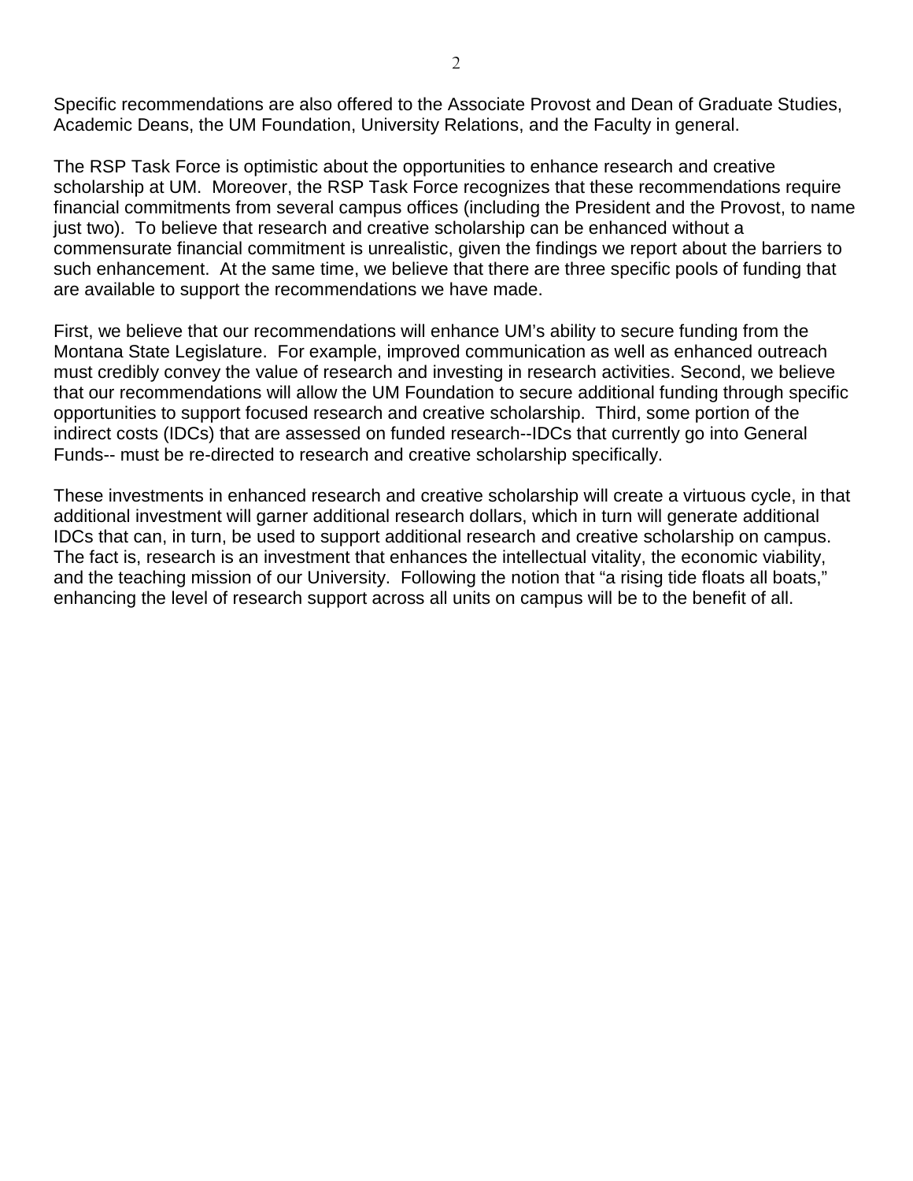Specific recommendations are also offered to the Associate Provost and Dean of Graduate Studies, Academic Deans, the UM Foundation, University Relations, and the Faculty in general.

The RSP Task Force is optimistic about the opportunities to enhance research and creative scholarship at UM. Moreover, the RSP Task Force recognizes that these recommendations require financial commitments from several campus offices (including the President and the Provost, to name just two). To believe that research and creative scholarship can be enhanced without a commensurate financial commitment is unrealistic, given the findings we report about the barriers to such enhancement. At the same time, we believe that there are three specific pools of funding that are available to support the recommendations we have made.

First, we believe that our recommendations will enhance UM's ability to secure funding from the Montana State Legislature. For example, improved communication as well as enhanced outreach must credibly convey the value of research and investing in research activities. Second, we believe that our recommendations will allow the UM Foundation to secure additional funding through specific opportunities to support focused research and creative scholarship. Third, some portion of the indirect costs (IDCs) that are assessed on funded research--IDCs that currently go into General Funds-- must be re-directed to research and creative scholarship specifically.

These investments in enhanced research and creative scholarship will create a virtuous cycle, in that additional investment will garner additional research dollars, which in turn will generate additional IDCs that can, in turn, be used to support additional research and creative scholarship on campus. The fact is, research is an investment that enhances the intellectual vitality, the economic viability, and the teaching mission of our University. Following the notion that "a rising tide floats all boats," enhancing the level of research support across all units on campus will be to the benefit of all.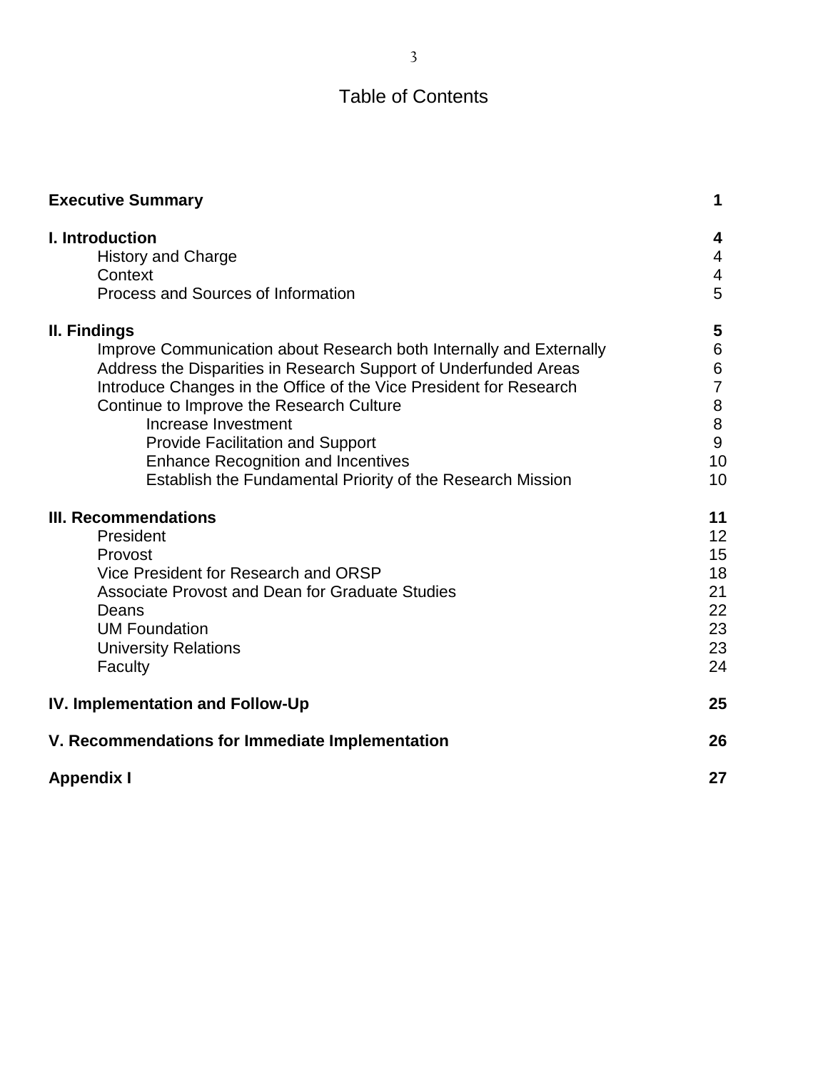# Table of Contents

| | |
|---|---|
| **Executive Summary** | **1** |
| **I. Introduction** | **4** |
| History and Charge | 4 |
| Context | 4 |
| Process and Sources of Information | 5 |
| **II. Findings** | **5** |
| Improve Communication about Research both Internally and Externally | 6 |
| Address the Disparities in Research Support of Underfunded Areas | 6 |
| Introduce Changes in the Office of the Vice President for Research | 7 |
| Continue to Improve the Research Culture | 8 |
| Increase Investment | 8 |
| Provide Facilitation and Support | 9 |
| Enhance Recognition and Incentives | 10 |
| Establish the Fundamental Priority of the Research Mission | 10 |
| **III. Recommendations** | **11** |
| President | 12 |
| Provost | 15 |
| Vice President for Research and ORSP | 18 |
| Associate Provost and Dean for Graduate Studies | 21 |
| Deans | 22 |
| UM Foundation | 23 |
| University Relations | 23 |
| Faculty | 24 |
| **IV. Implementation and Follow-Up** | **25** |
| **V. Recommendations for Immediate Implementation** | **26** |
| **Appendix I** | **27** |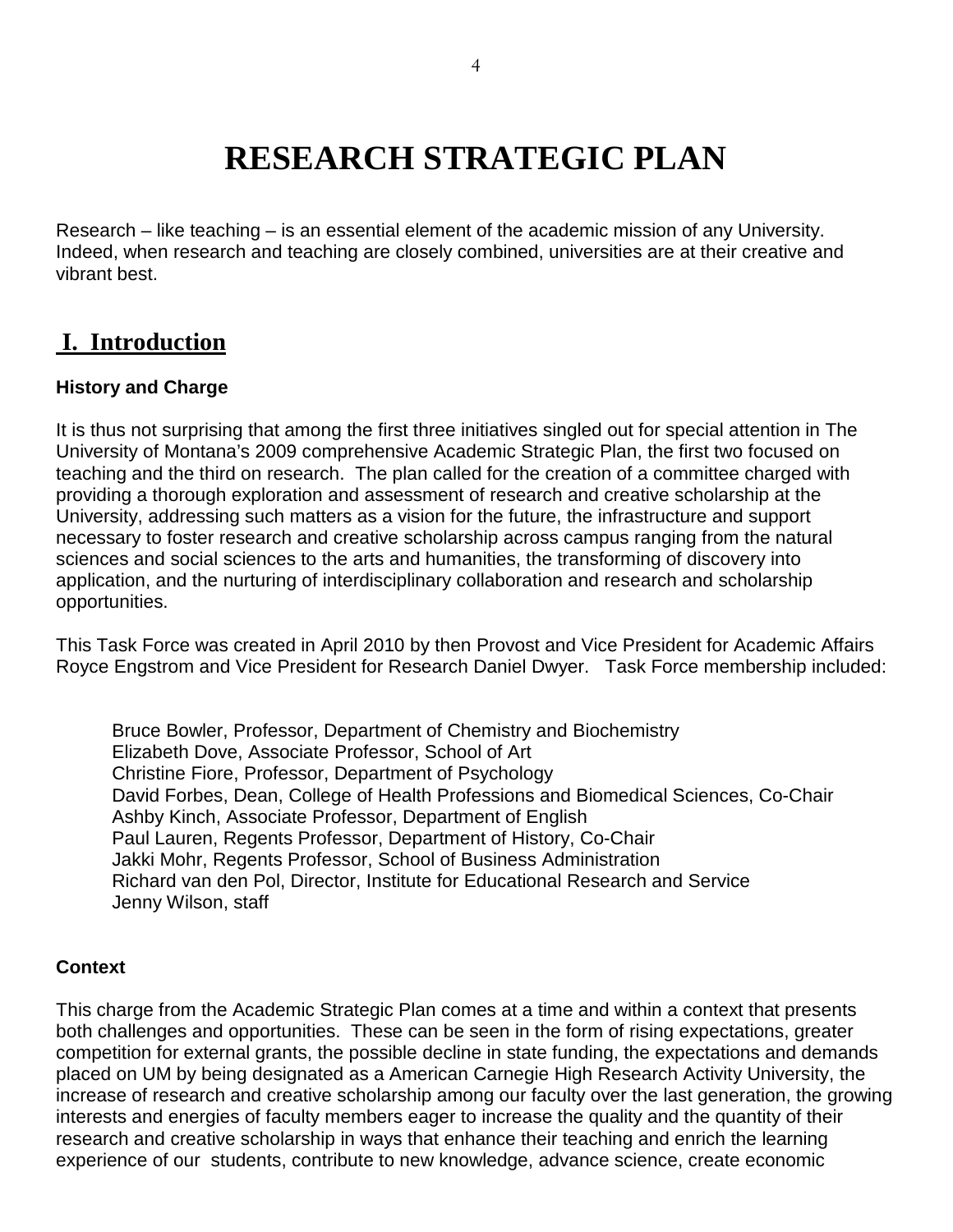# RESEARCH STRATEGIC PLAN

Research – like teaching – is an essential element of the academic mission of any University. Indeed, when research and teaching are closely combined, universities are at their creative and vibrant best.

## I. Introduction

### History and Charge

It is thus not surprising that among the first three initiatives singled out for special attention in The University of Montana's 2009 comprehensive Academic Strategic Plan, the first two focused on teaching and the third on research. The plan called for the creation of a committee charged with providing a thorough exploration and assessment of research and creative scholarship at the University, addressing such matters as a vision for the future, the infrastructure and support necessary to foster research and creative scholarship across campus ranging from the natural sciences and social sciences to the arts and humanities, the transforming of discovery into application, and the nurturing of interdisciplinary collaboration and research and scholarship opportunities.

This Task Force was created in April 2010 by then Provost and Vice President for Academic Affairs Royce Engstrom and Vice President for Research Daniel Dwyer. Task Force membership included:

Bruce Bowler, Professor, Department of Chemistry and Biochemistry
Elizabeth Dove, Associate Professor, School of Art
Christine Fiore, Professor, Department of Psychology
David Forbes, Dean, College of Health Professions and Biomedical Sciences, Co-Chair
Ashby Kinch, Associate Professor, Department of English
Paul Lauren, Regents Professor, Department of History, Co-Chair
Jakki Mohr, Regents Professor, School of Business Administration
Richard van den Pol, Director, Institute for Educational Research and Service
Jenny Wilson, staff

### Context

This charge from the Academic Strategic Plan comes at a time and within a context that presents both challenges and opportunities. These can be seen in the form of rising expectations, greater competition for external grants, the possible decline in state funding, the expectations and demands placed on UM by being designated as a American Carnegie High Research Activity University, the increase of research and creative scholarship among our faculty over the last generation, the growing interests and energies of faculty members eager to increase the quality and the quantity of their research and creative scholarship in ways that enhance their teaching and enrich the learning experience of our students, contribute to new knowledge, advance science, create economic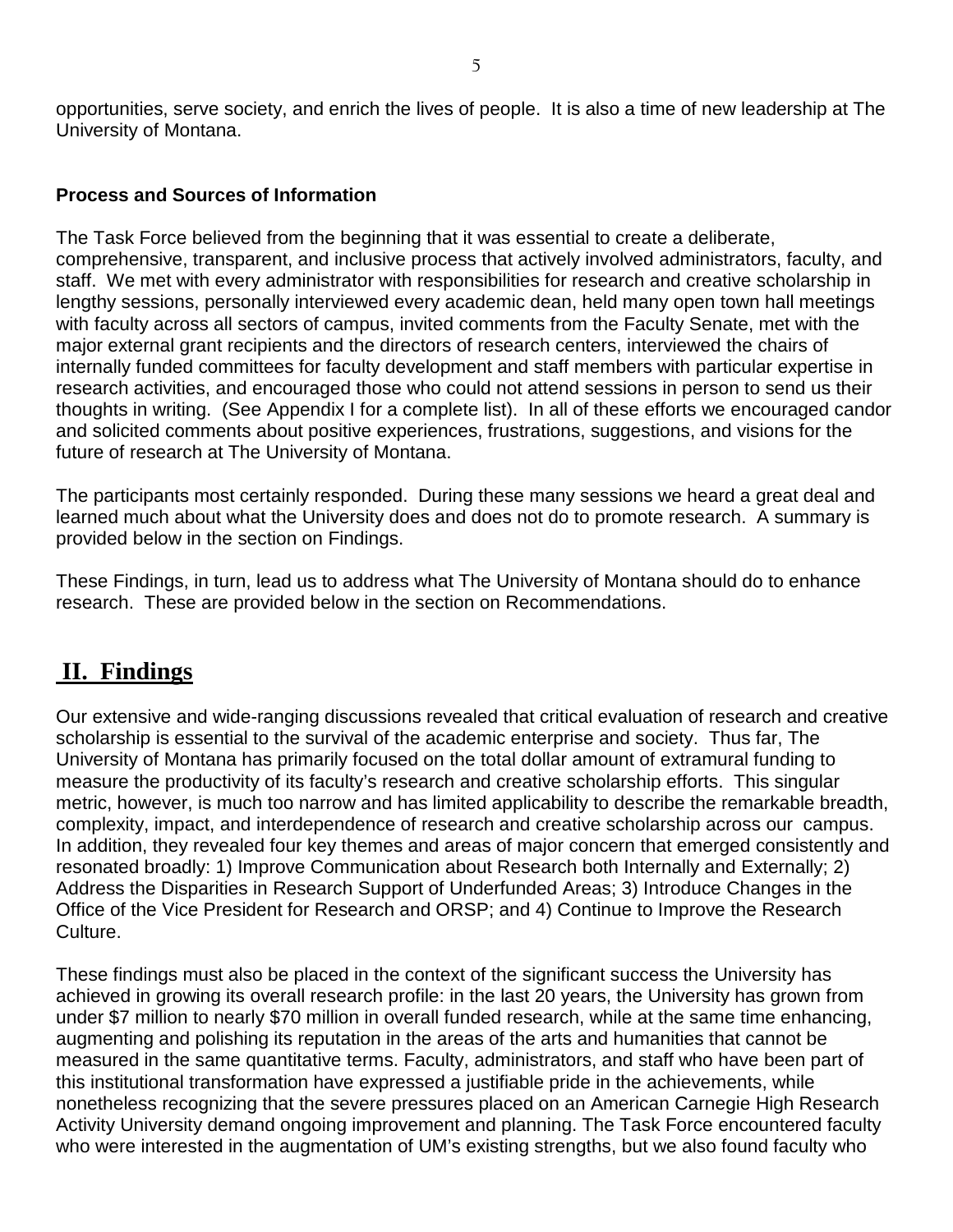opportunities, serve society, and enrich the lives of people. It is also a time of new leadership at The University of Montana.

**Process and Sources of Information**

The Task Force believed from the beginning that it was essential to create a deliberate, comprehensive, transparent, and inclusive process that actively involved administrators, faculty, and staff. We met with every administrator with responsibilities for research and creative scholarship in lengthy sessions, personally interviewed every academic dean, held many open town hall meetings with faculty across all sectors of campus, invited comments from the Faculty Senate, met with the major external grant recipients and the directors of research centers, interviewed the chairs of internally funded committees for faculty development and staff members with particular expertise in research activities, and encouraged those who could not attend sessions in person to send us their thoughts in writing. (See Appendix I for a complete list). In all of these efforts we encouraged candor and solicited comments about positive experiences, frustrations, suggestions, and visions for the future of research at The University of Montana.

The participants most certainly responded. During these many sessions we heard a great deal and learned much about what the University does and does not do to promote research. A summary is provided below in the section on Findings.

These Findings, in turn, lead us to address what The University of Montana should do to enhance research. These are provided below in the section on Recommendations.

## II. Findings

Our extensive and wide-ranging discussions revealed that critical evaluation of research and creative scholarship is essential to the survival of the academic enterprise and society. Thus far, The University of Montana has primarily focused on the total dollar amount of extramural funding to measure the productivity of its faculty's research and creative scholarship efforts. This singular metric, however, is much too narrow and has limited applicability to describe the remarkable breadth, complexity, impact, and interdependence of research and creative scholarship across our campus. In addition, they revealed four key themes and areas of major concern that emerged consistently and resonated broadly: 1) Improve Communication about Research both Internally and Externally; 2) Address the Disparities in Research Support of Underfunded Areas; 3) Introduce Changes in the Office of the Vice President for Research and ORSP; and 4) Continue to Improve the Research Culture.

These findings must also be placed in the context of the significant success the University has achieved in growing its overall research profile: in the last 20 years, the University has grown from under $7 million to nearly $70 million in overall funded research, while at the same time enhancing, augmenting and polishing its reputation in the areas of the arts and humanities that cannot be measured in the same quantitative terms. Faculty, administrators, and staff who have been part of this institutional transformation have expressed a justifiable pride in the achievements, while nonetheless recognizing that the severe pressures placed on an American Carnegie High Research Activity University demand ongoing improvement and planning. The Task Force encountered faculty who were interested in the augmentation of UM's existing strengths, but we also found faculty who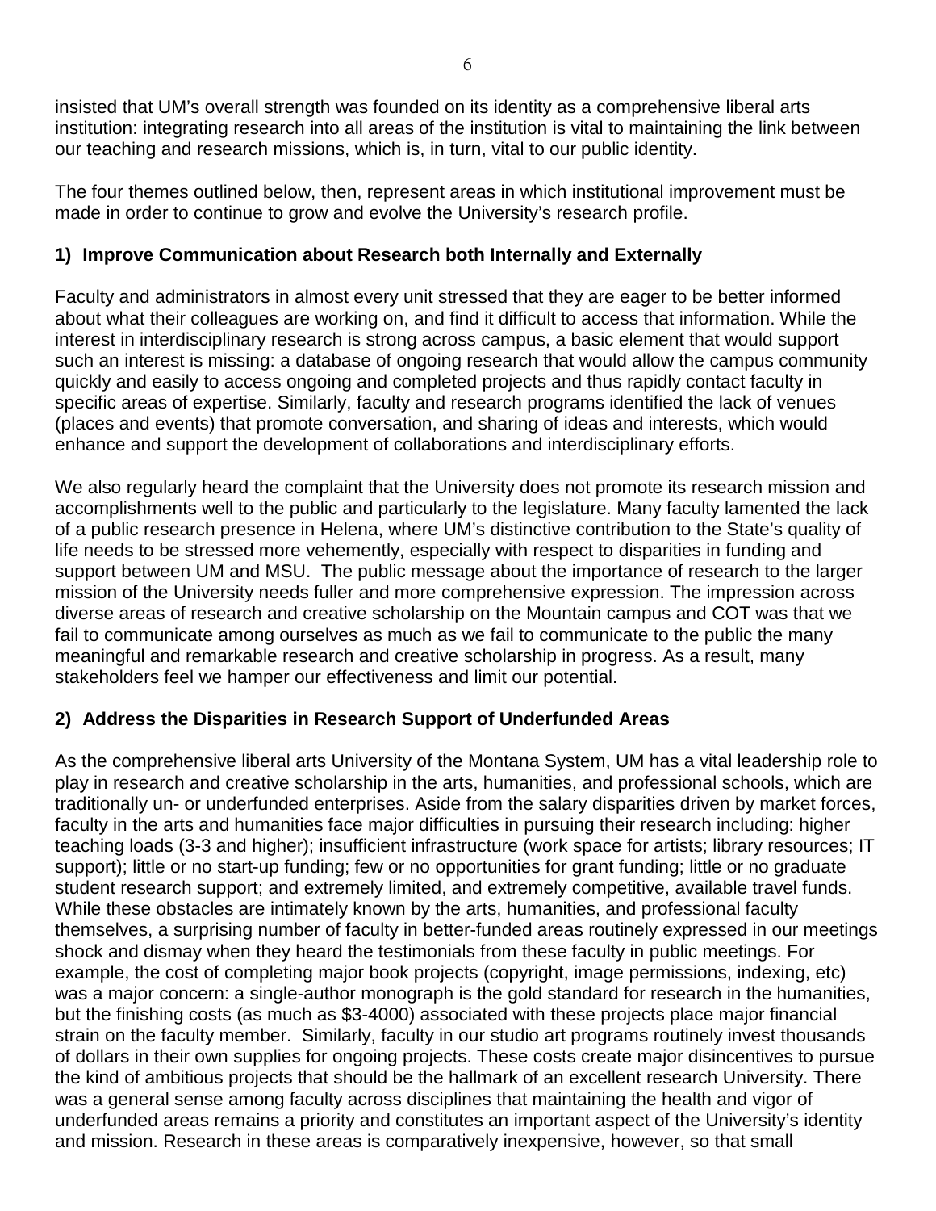insisted that UM's overall strength was founded on its identity as a comprehensive liberal arts institution: integrating research into all areas of the institution is vital to maintaining the link between our teaching and research missions, which is, in turn, vital to our public identity.

The four themes outlined below, then, represent areas in which institutional improvement must be made in order to continue to grow and evolve the University's research profile.

### 1) Improve Communication about Research both Internally and Externally

Faculty and administrators in almost every unit stressed that they are eager to be better informed about what their colleagues are working on, and find it difficult to access that information. While the interest in interdisciplinary research is strong across campus, a basic element that would support such an interest is missing: a database of ongoing research that would allow the campus community quickly and easily to access ongoing and completed projects and thus rapidly contact faculty in specific areas of expertise. Similarly, faculty and research programs identified the lack of venues (places and events) that promote conversation, and sharing of ideas and interests, which would enhance and support the development of collaborations and interdisciplinary efforts.

We also regularly heard the complaint that the University does not promote its research mission and accomplishments well to the public and particularly to the legislature. Many faculty lamented the lack of a public research presence in Helena, where UM's distinctive contribution to the State's quality of life needs to be stressed more vehemently, especially with respect to disparities in funding and support between UM and MSU. The public message about the importance of research to the larger mission of the University needs fuller and more comprehensive expression. The impression across diverse areas of research and creative scholarship on the Mountain campus and COT was that we fail to communicate among ourselves as much as we fail to communicate to the public the many meaningful and remarkable research and creative scholarship in progress. As a result, many stakeholders feel we hamper our effectiveness and limit our potential.

### 2) Address the Disparities in Research Support of Underfunded Areas

As the comprehensive liberal arts University of the Montana System, UM has a vital leadership role to play in research and creative scholarship in the arts, humanities, and professional schools, which are traditionally un- or underfunded enterprises. Aside from the salary disparities driven by market forces, faculty in the arts and humanities face major difficulties in pursuing their research including: higher teaching loads (3-3 and higher); insufficient infrastructure (work space for artists; library resources; IT support); little or no start-up funding; few or no opportunities for grant funding; little or no graduate student research support; and extremely limited, and extremely competitive, available travel funds. While these obstacles are intimately known by the arts, humanities, and professional faculty themselves, a surprising number of faculty in better-funded areas routinely expressed in our meetings shock and dismay when they heard the testimonials from these faculty in public meetings. For example, the cost of completing major book projects (copyright, image permissions, indexing, etc) was a major concern: a single-author monograph is the gold standard for research in the humanities, but the finishing costs (as much as $3-4000) associated with these projects place major financial strain on the faculty member. Similarly, faculty in our studio art programs routinely invest thousands of dollars in their own supplies for ongoing projects. These costs create major disincentives to pursue the kind of ambitious projects that should be the hallmark of an excellent research University. There was a general sense among faculty across disciplines that maintaining the health and vigor of underfunded areas remains a priority and constitutes an important aspect of the University's identity and mission. Research in these areas is comparatively inexpensive, however, so that small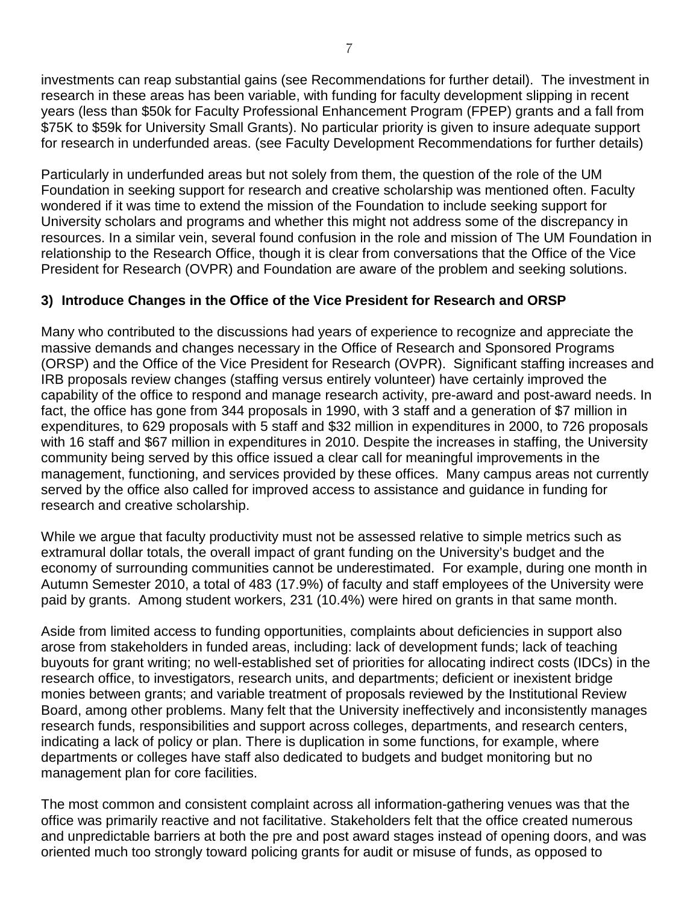investments can reap substantial gains (see Recommendations for further detail). The investment in research in these areas has been variable, with funding for faculty development slipping in recent years (less than $50k for Faculty Professional Enhancement Program (FPEP) grants and a fall from $75K to $59k for University Small Grants). No particular priority is given to insure adequate support for research in underfunded areas. (see Faculty Development Recommendations for further details)

Particularly in underfunded areas but not solely from them, the question of the role of the UM Foundation in seeking support for research and creative scholarship was mentioned often. Faculty wondered if it was time to extend the mission of the Foundation to include seeking support for University scholars and programs and whether this might not address some of the discrepancy in resources. In a similar vein, several found confusion in the role and mission of The UM Foundation in relationship to the Research Office, though it is clear from conversations that the Office of the Vice President for Research (OVPR) and Foundation are aware of the problem and seeking solutions.

### 3) Introduce Changes in the Office of the Vice President for Research and ORSP

Many who contributed to the discussions had years of experience to recognize and appreciate the massive demands and changes necessary in the Office of Research and Sponsored Programs (ORSP) and the Office of the Vice President for Research (OVPR). Significant staffing increases and IRB proposals review changes (staffing versus entirely volunteer) have certainly improved the capability of the office to respond and manage research activity, pre-award and post-award needs. In fact, the office has gone from 344 proposals in 1990, with 3 staff and a generation of $7 million in expenditures, to 629 proposals with 5 staff and $32 million in expenditures in 2000, to 726 proposals with 16 staff and $67 million in expenditures in 2010. Despite the increases in staffing, the University community being served by this office issued a clear call for meaningful improvements in the management, functioning, and services provided by these offices. Many campus areas not currently served by the office also called for improved access to assistance and guidance in funding for research and creative scholarship.

While we argue that faculty productivity must not be assessed relative to simple metrics such as extramural dollar totals, the overall impact of grant funding on the University's budget and the economy of surrounding communities cannot be underestimated. For example, during one month in Autumn Semester 2010, a total of 483 (17.9%) of faculty and staff employees of the University were paid by grants. Among student workers, 231 (10.4%) were hired on grants in that same month.

Aside from limited access to funding opportunities, complaints about deficiencies in support also arose from stakeholders in funded areas, including: lack of development funds; lack of teaching buyouts for grant writing; no well-established set of priorities for allocating indirect costs (IDCs) in the research office, to investigators, research units, and departments; deficient or inexistent bridge monies between grants; and variable treatment of proposals reviewed by the Institutional Review Board, among other problems. Many felt that the University ineffectively and inconsistently manages research funds, responsibilities and support across colleges, departments, and research centers, indicating a lack of policy or plan. There is duplication in some functions, for example, where departments or colleges have staff also dedicated to budgets and budget monitoring but no management plan for core facilities.

The most common and consistent complaint across all information-gathering venues was that the office was primarily reactive and not facilitative. Stakeholders felt that the office created numerous and unpredictable barriers at both the pre and post award stages instead of opening doors, and was oriented much too strongly toward policing grants for audit or misuse of funds, as opposed to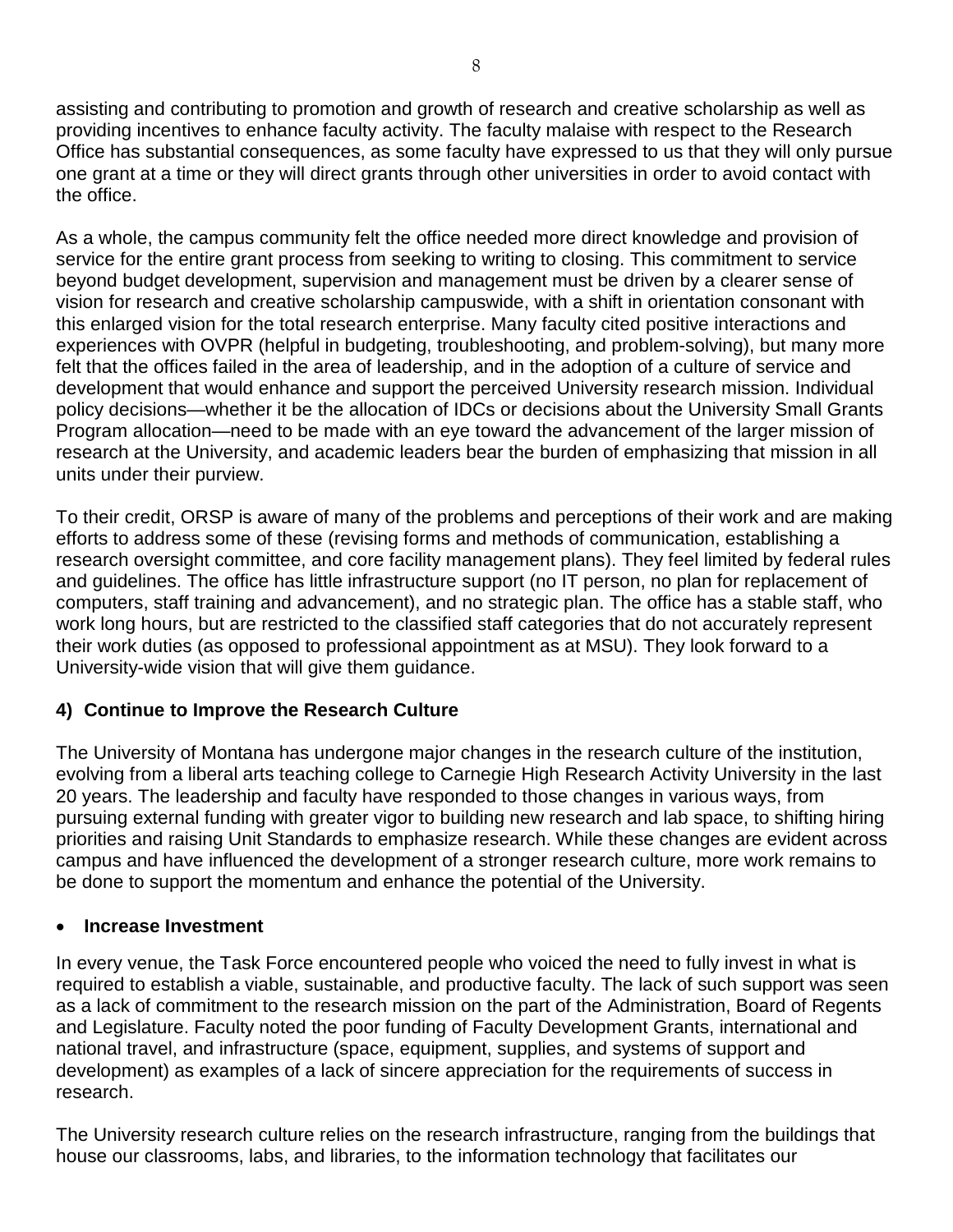assisting and contributing to promotion and growth of research and creative scholarship as well as providing incentives to enhance faculty activity. The faculty malaise with respect to the Research Office has substantial consequences, as some faculty have expressed to us that they will only pursue one grant at a time or they will direct grants through other universities in order to avoid contact with the office.

As a whole, the campus community felt the office needed more direct knowledge and provision of service for the entire grant process from seeking to writing to closing. This commitment to service beyond budget development, supervision and management must be driven by a clearer sense of vision for research and creative scholarship campuswide, with a shift in orientation consonant with this enlarged vision for the total research enterprise. Many faculty cited positive interactions and experiences with OVPR (helpful in budgeting, troubleshooting, and problem-solving), but many more felt that the offices failed in the area of leadership, and in the adoption of a culture of service and development that would enhance and support the perceived University research mission. Individual policy decisions—whether it be the allocation of IDCs or decisions about the University Small Grants Program allocation—need to be made with an eye toward the advancement of the larger mission of research at the University, and academic leaders bear the burden of emphasizing that mission in all units under their purview.

To their credit, ORSP is aware of many of the problems and perceptions of their work and are making efforts to address some of these (revising forms and methods of communication, establishing a research oversight committee, and core facility management plans). They feel limited by federal rules and guidelines. The office has little infrastructure support (no IT person, no plan for replacement of computers, staff training and advancement), and no strategic plan. The office has a stable staff, who work long hours, but are restricted to the classified staff categories that do not accurately represent their work duties (as opposed to professional appointment as at MSU). They look forward to a University-wide vision that will give them guidance.

### 4) Continue to Improve the Research Culture

The University of Montana has undergone major changes in the research culture of the institution, evolving from a liberal arts teaching college to Carnegie High Research Activity University in the last 20 years. The leadership and faculty have responded to those changes in various ways, from pursuing external funding with greater vigor to building new research and lab space, to shifting hiring priorities and raising Unit Standards to emphasize research. While these changes are evident across campus and have influenced the development of a stronger research culture, more work remains to be done to support the momentum and enhance the potential of the University.

- **Increase Investment**

In every venue, the Task Force encountered people who voiced the need to fully invest in what is required to establish a viable, sustainable, and productive faculty. The lack of such support was seen as a lack of commitment to the research mission on the part of the Administration, Board of Regents and Legislature. Faculty noted the poor funding of Faculty Development Grants, international and national travel, and infrastructure (space, equipment, supplies, and systems of support and development) as examples of a lack of sincere appreciation for the requirements of success in research.

The University research culture relies on the research infrastructure, ranging from the buildings that house our classrooms, labs, and libraries, to the information technology that facilitates our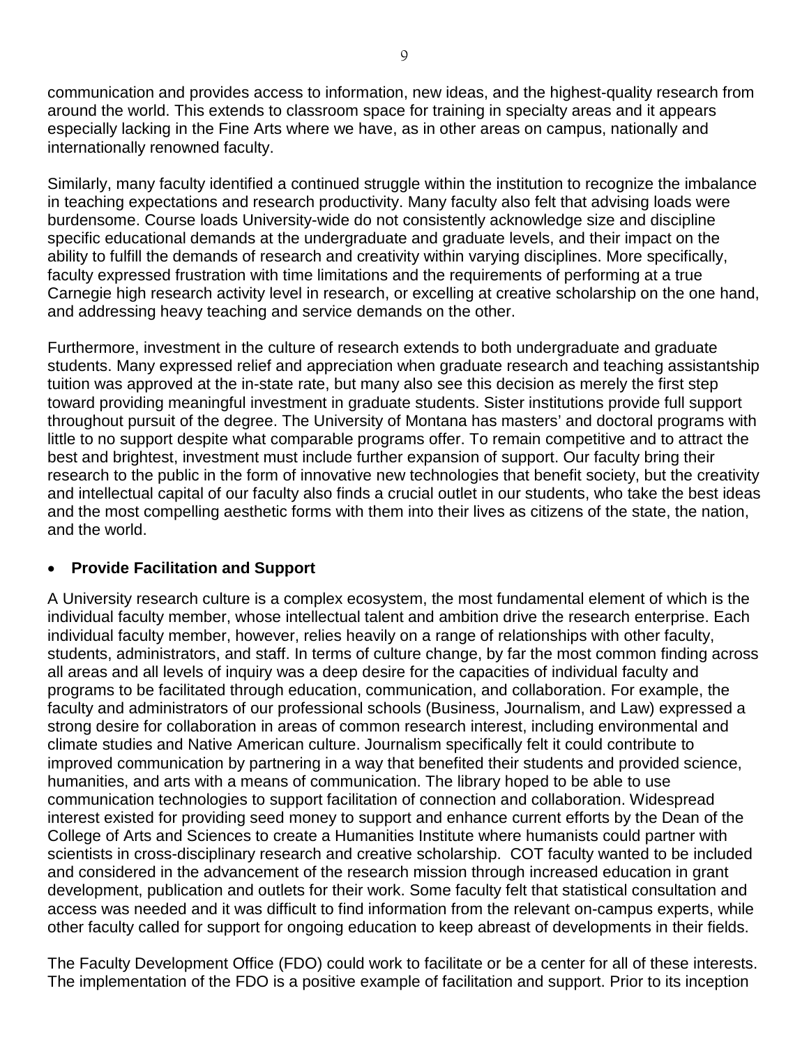communication and provides access to information, new ideas, and the highest-quality research from around the world. This extends to classroom space for training in specialty areas and it appears especially lacking in the Fine Arts where we have, as in other areas on campus, nationally and internationally renowned faculty.

Similarly, many faculty identified a continued struggle within the institution to recognize the imbalance in teaching expectations and research productivity. Many faculty also felt that advising loads were burdensome. Course loads University-wide do not consistently acknowledge size and discipline specific educational demands at the undergraduate and graduate levels, and their impact on the ability to fulfill the demands of research and creativity within varying disciplines. More specifically, faculty expressed frustration with time limitations and the requirements of performing at a true Carnegie high research activity level in research, or excelling at creative scholarship on the one hand, and addressing heavy teaching and service demands on the other.

Furthermore, investment in the culture of research extends to both undergraduate and graduate students. Many expressed relief and appreciation when graduate research and teaching assistantship tuition was approved at the in-state rate, but many also see this decision as merely the first step toward providing meaningful investment in graduate students. Sister institutions provide full support throughout pursuit of the degree. The University of Montana has masters' and doctoral programs with little to no support despite what comparable programs offer. To remain competitive and to attract the best and brightest, investment must include further expansion of support. Our faculty bring their research to the public in the form of innovative new technologies that benefit society, but the creativity and intellectual capital of our faculty also finds a crucial outlet in our students, who take the best ideas and the most compelling aesthetic forms with them into their lives as citizens of the state, the nation, and the world.

- **Provide Facilitation and Support**

A University research culture is a complex ecosystem, the most fundamental element of which is the individual faculty member, whose intellectual talent and ambition drive the research enterprise. Each individual faculty member, however, relies heavily on a range of relationships with other faculty, students, administrators, and staff. In terms of culture change, by far the most common finding across all areas and all levels of inquiry was a deep desire for the capacities of individual faculty and programs to be facilitated through education, communication, and collaboration. For example, the faculty and administrators of our professional schools (Business, Journalism, and Law) expressed a strong desire for collaboration in areas of common research interest, including environmental and climate studies and Native American culture. Journalism specifically felt it could contribute to improved communication by partnering in a way that benefited their students and provided science, humanities, and arts with a means of communication. The library hoped to be able to use communication technologies to support facilitation of connection and collaboration. Widespread interest existed for providing seed money to support and enhance current efforts by the Dean of the College of Arts and Sciences to create a Humanities Institute where humanists could partner with scientists in cross-disciplinary research and creative scholarship. COT faculty wanted to be included and considered in the advancement of the research mission through increased education in grant development, publication and outlets for their work. Some faculty felt that statistical consultation and access was needed and it was difficult to find information from the relevant on-campus experts, while other faculty called for support for ongoing education to keep abreast of developments in their fields.

The Faculty Development Office (FDO) could work to facilitate or be a center for all of these interests. The implementation of the FDO is a positive example of facilitation and support. Prior to its inception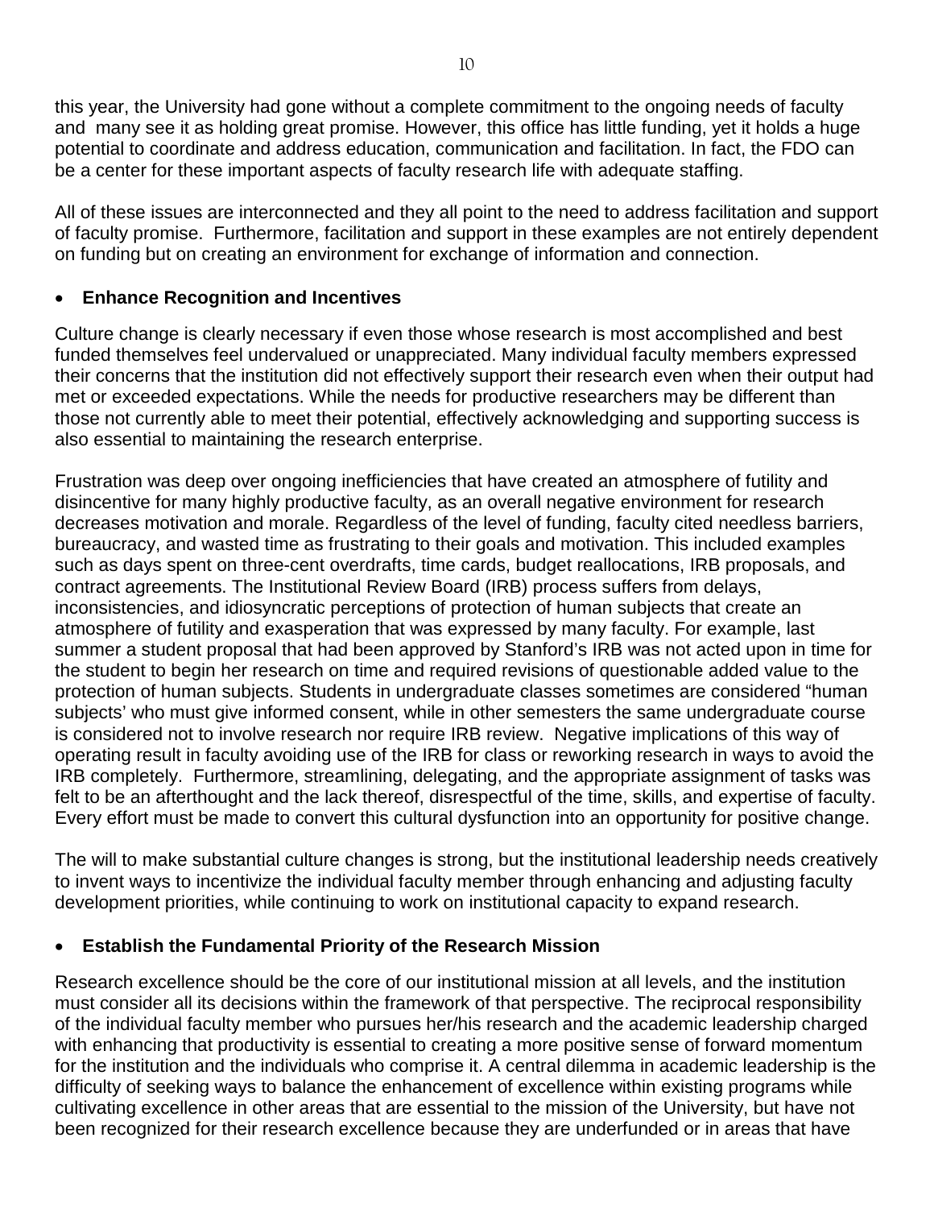this year, the University had gone without a complete commitment to the ongoing needs of faculty and many see it as holding great promise. However, this office has little funding, yet it holds a huge potential to coordinate and address education, communication and facilitation. In fact, the FDO can be a center for these important aspects of faculty research life with adequate staffing.

All of these issues are interconnected and they all point to the need to address facilitation and support of faculty promise. Furthermore, facilitation and support in these examples are not entirely dependent on funding but on creating an environment for exchange of information and connection.

- **Enhance Recognition and Incentives**

Culture change is clearly necessary if even those whose research is most accomplished and best funded themselves feel undervalued or unappreciated. Many individual faculty members expressed their concerns that the institution did not effectively support their research even when their output had met or exceeded expectations. While the needs for productive researchers may be different than those not currently able to meet their potential, effectively acknowledging and supporting success is also essential to maintaining the research enterprise.

Frustration was deep over ongoing inefficiencies that have created an atmosphere of futility and disincentive for many highly productive faculty, as an overall negative environment for research decreases motivation and morale. Regardless of the level of funding, faculty cited needless barriers, bureaucracy, and wasted time as frustrating to their goals and motivation. This included examples such as days spent on three-cent overdrafts, time cards, budget reallocations, IRB proposals, and contract agreements. The Institutional Review Board (IRB) process suffers from delays, inconsistencies, and idiosyncratic perceptions of protection of human subjects that create an atmosphere of futility and exasperation that was expressed by many faculty. For example, last summer a student proposal that had been approved by Stanford's IRB was not acted upon in time for the student to begin her research on time and required revisions of questionable added value to the protection of human subjects. Students in undergraduate classes sometimes are considered "human subjects' who must give informed consent, while in other semesters the same undergraduate course is considered not to involve research nor require IRB review. Negative implications of this way of operating result in faculty avoiding use of the IRB for class or reworking research in ways to avoid the IRB completely. Furthermore, streamlining, delegating, and the appropriate assignment of tasks was felt to be an afterthought and the lack thereof, disrespectful of the time, skills, and expertise of faculty. Every effort must be made to convert this cultural dysfunction into an opportunity for positive change.

The will to make substantial culture changes is strong, but the institutional leadership needs creatively to invent ways to incentivize the individual faculty member through enhancing and adjusting faculty development priorities, while continuing to work on institutional capacity to expand research.

- **Establish the Fundamental Priority of the Research Mission**

Research excellence should be the core of our institutional mission at all levels, and the institution must consider all its decisions within the framework of that perspective. The reciprocal responsibility of the individual faculty member who pursues her/his research and the academic leadership charged with enhancing that productivity is essential to creating a more positive sense of forward momentum for the institution and the individuals who comprise it. A central dilemma in academic leadership is the difficulty of seeking ways to balance the enhancement of excellence within existing programs while cultivating excellence in other areas that are essential to the mission of the University, but have not been recognized for their research excellence because they are underfunded or in areas that have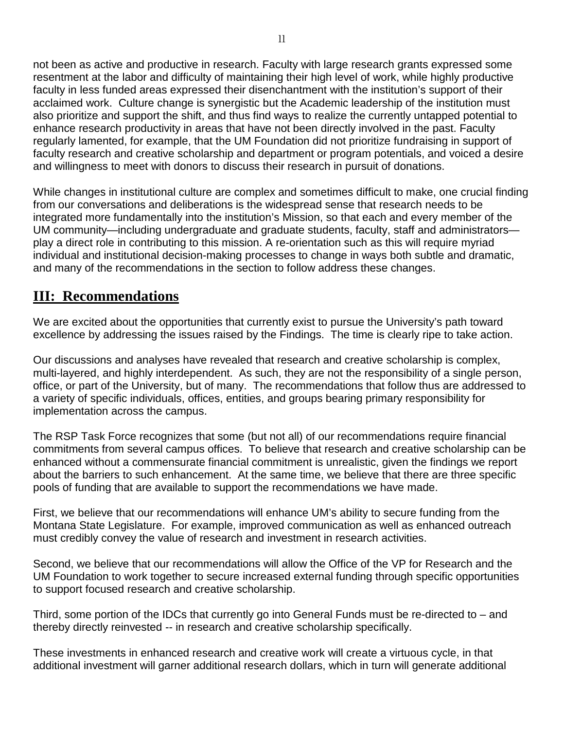not been as active and productive in research. Faculty with large research grants expressed some resentment at the labor and difficulty of maintaining their high level of work, while highly productive faculty in less funded areas expressed their disenchantment with the institution's support of their acclaimed work. Culture change is synergistic but the Academic leadership of the institution must also prioritize and support the shift, and thus find ways to realize the currently untapped potential to enhance research productivity in areas that have not been directly involved in the past. Faculty regularly lamented, for example, that the UM Foundation did not prioritize fundraising in support of faculty research and creative scholarship and department or program potentials, and voiced a desire and willingness to meet with donors to discuss their research in pursuit of donations.

While changes in institutional culture are complex and sometimes difficult to make, one crucial finding from our conversations and deliberations is the widespread sense that research needs to be integrated more fundamentally into the institution's Mission, so that each and every member of the UM community—including undergraduate and graduate students, faculty, staff and administrators—play a direct role in contributing to this mission. A re-orientation such as this will require myriad individual and institutional decision-making processes to change in ways both subtle and dramatic, and many of the recommendations in the section to follow address these changes.

## III: Recommendations

We are excited about the opportunities that currently exist to pursue the University's path toward excellence by addressing the issues raised by the Findings. The time is clearly ripe to take action.

Our discussions and analyses have revealed that research and creative scholarship is complex, multi-layered, and highly interdependent. As such, they are not the responsibility of a single person, office, or part of the University, but of many. The recommendations that follow thus are addressed to a variety of specific individuals, offices, entities, and groups bearing primary responsibility for implementation across the campus.

The RSP Task Force recognizes that some (but not all) of our recommendations require financial commitments from several campus offices. To believe that research and creative scholarship can be enhanced without a commensurate financial commitment is unrealistic, given the findings we report about the barriers to such enhancement. At the same time, we believe that there are three specific pools of funding that are available to support the recommendations we have made.

First, we believe that our recommendations will enhance UM's ability to secure funding from the Montana State Legislature. For example, improved communication as well as enhanced outreach must credibly convey the value of research and investment in research activities.

Second, we believe that our recommendations will allow the Office of the VP for Research and the UM Foundation to work together to secure increased external funding through specific opportunities to support focused research and creative scholarship.

Third, some portion of the IDCs that currently go into General Funds must be re-directed to – and thereby directly reinvested -- in research and creative scholarship specifically.

These investments in enhanced research and creative work will create a virtuous cycle, in that additional investment will garner additional research dollars, which in turn will generate additional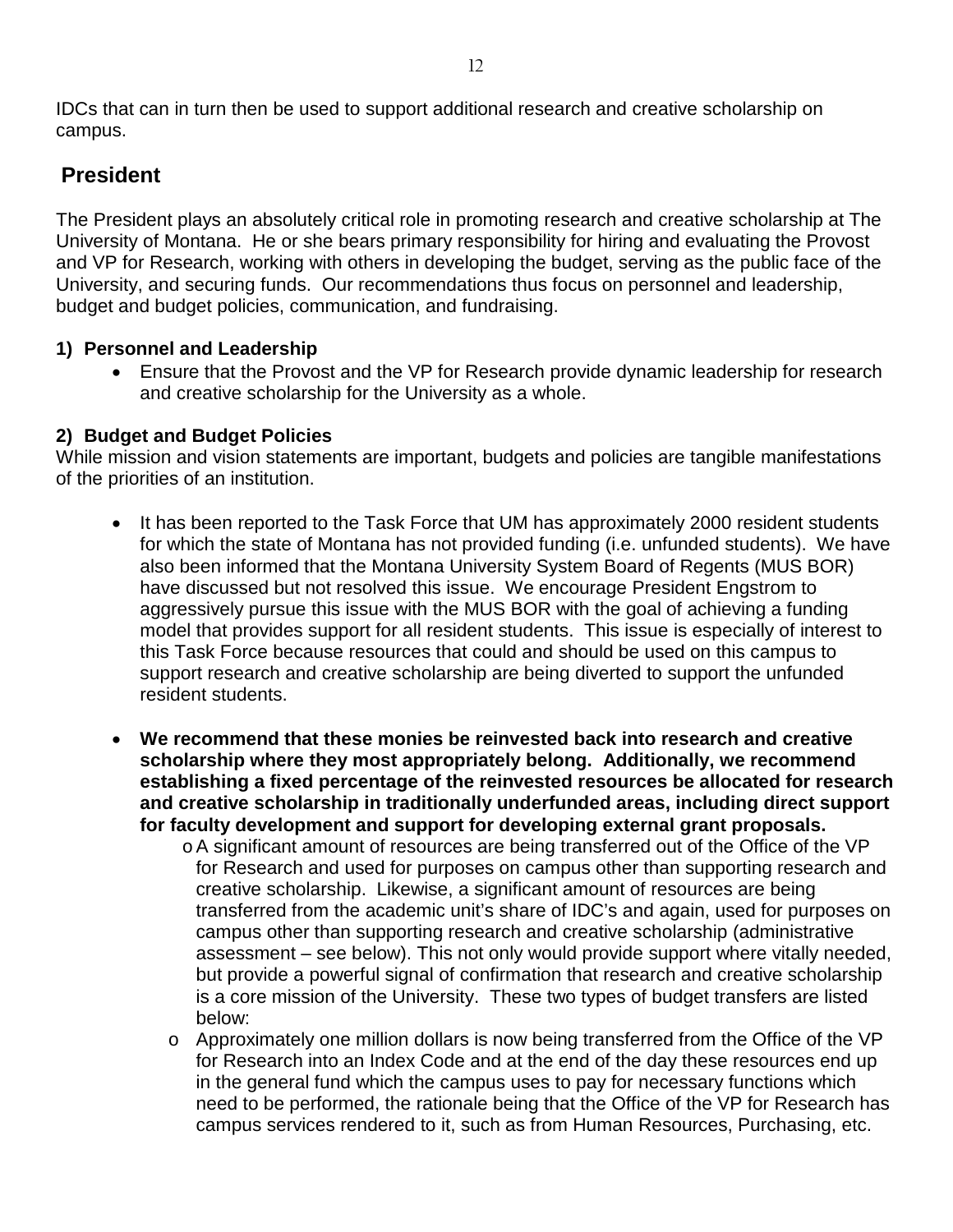IDCs that can in turn then be used to support additional research and creative scholarship on campus.

## President

The President plays an absolutely critical role in promoting research and creative scholarship at The University of Montana. He or she bears primary responsibility for hiring and evaluating the Provost and VP for Research, working with others in developing the budget, serving as the public face of the University, and securing funds. Our recommendations thus focus on personnel and leadership, budget and budget policies, communication, and fundraising.

**1) Personnel and Leadership**

- Ensure that the Provost and the VP for Research provide dynamic leadership for research and creative scholarship for the University as a whole.

**2) Budget and Budget Policies**

While mission and vision statements are important, budgets and policies are tangible manifestations of the priorities of an institution.

- It has been reported to the Task Force that UM has approximately 2000 resident students for which the state of Montana has not provided funding (i.e. unfunded students). We have also been informed that the Montana University System Board of Regents (MUS BOR) have discussed but not resolved this issue. We encourage President Engstrom to aggressively pursue this issue with the MUS BOR with the goal of achieving a funding model that provides support for all resident students. This issue is especially of interest to this Task Force because resources that could and should be used on this campus to support research and creative scholarship are being diverted to support the unfunded resident students.

- **We recommend that these monies be reinvested back into research and creative scholarship where they most appropriately belong. Additionally, we recommend establishing a fixed percentage of the reinvested resources be allocated for research and creative scholarship in traditionally underfunded areas, including direct support for faculty development and support for developing external grant proposals.**
  - A significant amount of resources are being transferred out of the Office of the VP for Research and used for purposes on campus other than supporting research and creative scholarship. Likewise, a significant amount of resources are being transferred from the academic unit's share of IDC's and again, used for purposes on campus other than supporting research and creative scholarship (administrative assessment – see below). This not only would provide support where vitally needed, but provide a powerful signal of confirmation that research and creative scholarship is a core mission of the University. These two types of budget transfers are listed below:
  - Approximately one million dollars is now being transferred from the Office of the VP for Research into an Index Code and at the end of the day these resources end up in the general fund which the campus uses to pay for necessary functions which need to be performed, the rationale being that the Office of the VP for Research has campus services rendered to it, such as from Human Resources, Purchasing, etc.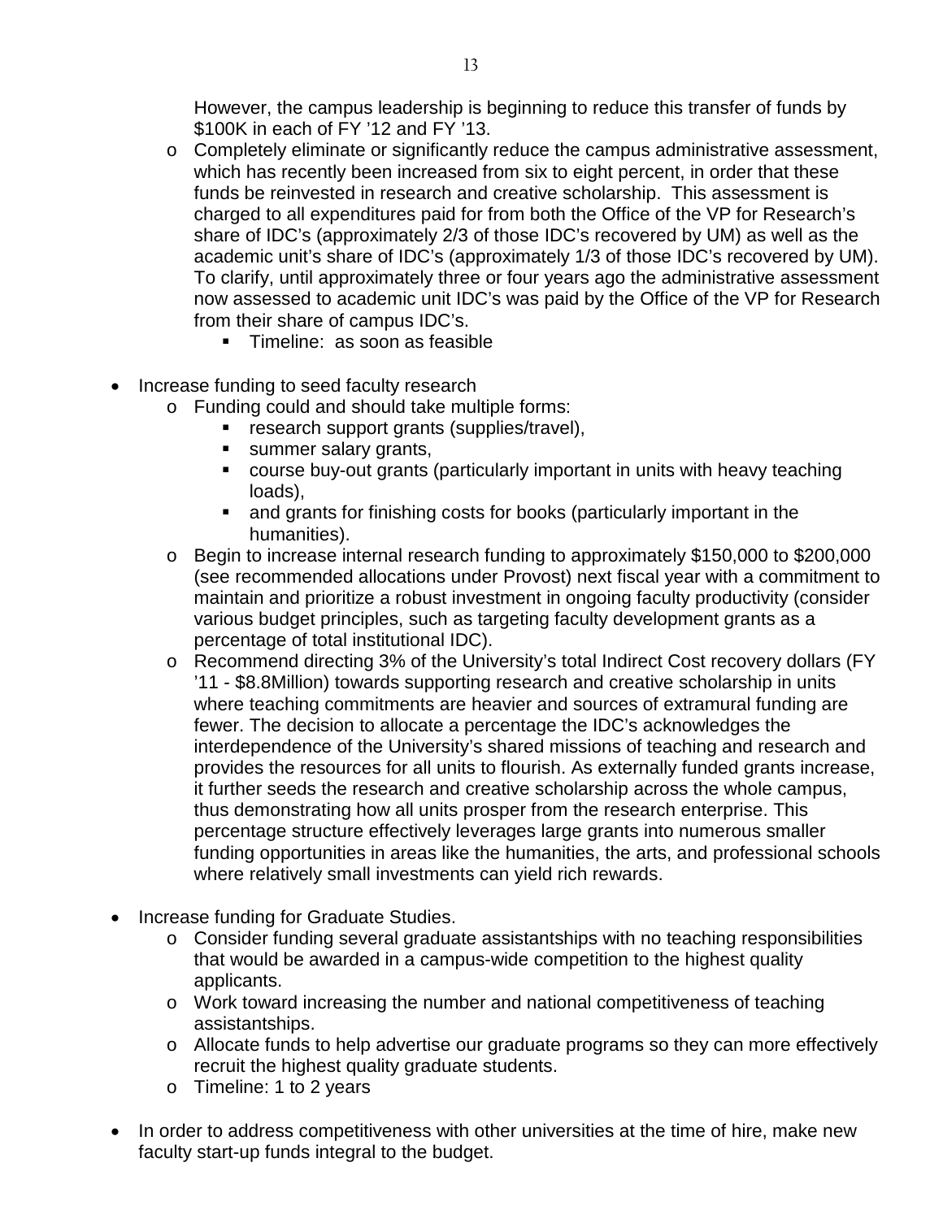However, the campus leadership is beginning to reduce this transfer of funds by $100K in each of FY '12 and FY '13.

  - Completely eliminate or significantly reduce the campus administrative assessment, which has recently been increased from six to eight percent, in order that these funds be reinvested in research and creative scholarship. This assessment is charged to all expenditures paid for from both the Office of the VP for Research's share of IDC's (approximately 2/3 of those IDC's recovered by UM) as well as the academic unit's share of IDC's (approximately 1/3 of those IDC's recovered by UM). To clarify, until approximately three or four years ago the administrative assessment now assessed to academic unit IDC's was paid by the Office of the VP for Research from their share of campus IDC's.
    - Timeline: as soon as feasible

- Increase funding to seed faculty research
  - Funding could and should take multiple forms:
    - research support grants (supplies/travel),
    - summer salary grants,
    - course buy-out grants (particularly important in units with heavy teaching loads),
    - and grants for finishing costs for books (particularly important in the humanities).
  - Begin to increase internal research funding to approximately $150,000 to $200,000 (see recommended allocations under Provost) next fiscal year with a commitment to maintain and prioritize a robust investment in ongoing faculty productivity (consider various budget principles, such as targeting faculty development grants as a percentage of total institutional IDC).
  - Recommend directing 3% of the University's total Indirect Cost recovery dollars (FY '11 - $8.8Million) towards supporting research and creative scholarship in units where teaching commitments are heavier and sources of extramural funding are fewer. The decision to allocate a percentage the IDC's acknowledges the interdependence of the University's shared missions of teaching and research and provides the resources for all units to flourish. As externally funded grants increase, it further seeds the research and creative scholarship across the whole campus, thus demonstrating how all units prosper from the research enterprise. This percentage structure effectively leverages large grants into numerous smaller funding opportunities in areas like the humanities, the arts, and professional schools where relatively small investments can yield rich rewards.

- Increase funding for Graduate Studies.
  - Consider funding several graduate assistantships with no teaching responsibilities that would be awarded in a campus-wide competition to the highest quality applicants.
  - Work toward increasing the number and national competitiveness of teaching assistantships.
  - Allocate funds to help advertise our graduate programs so they can more effectively recruit the highest quality graduate students.
  - Timeline: 1 to 2 years

- In order to address competitiveness with other universities at the time of hire, make new faculty start-up funds integral to the budget.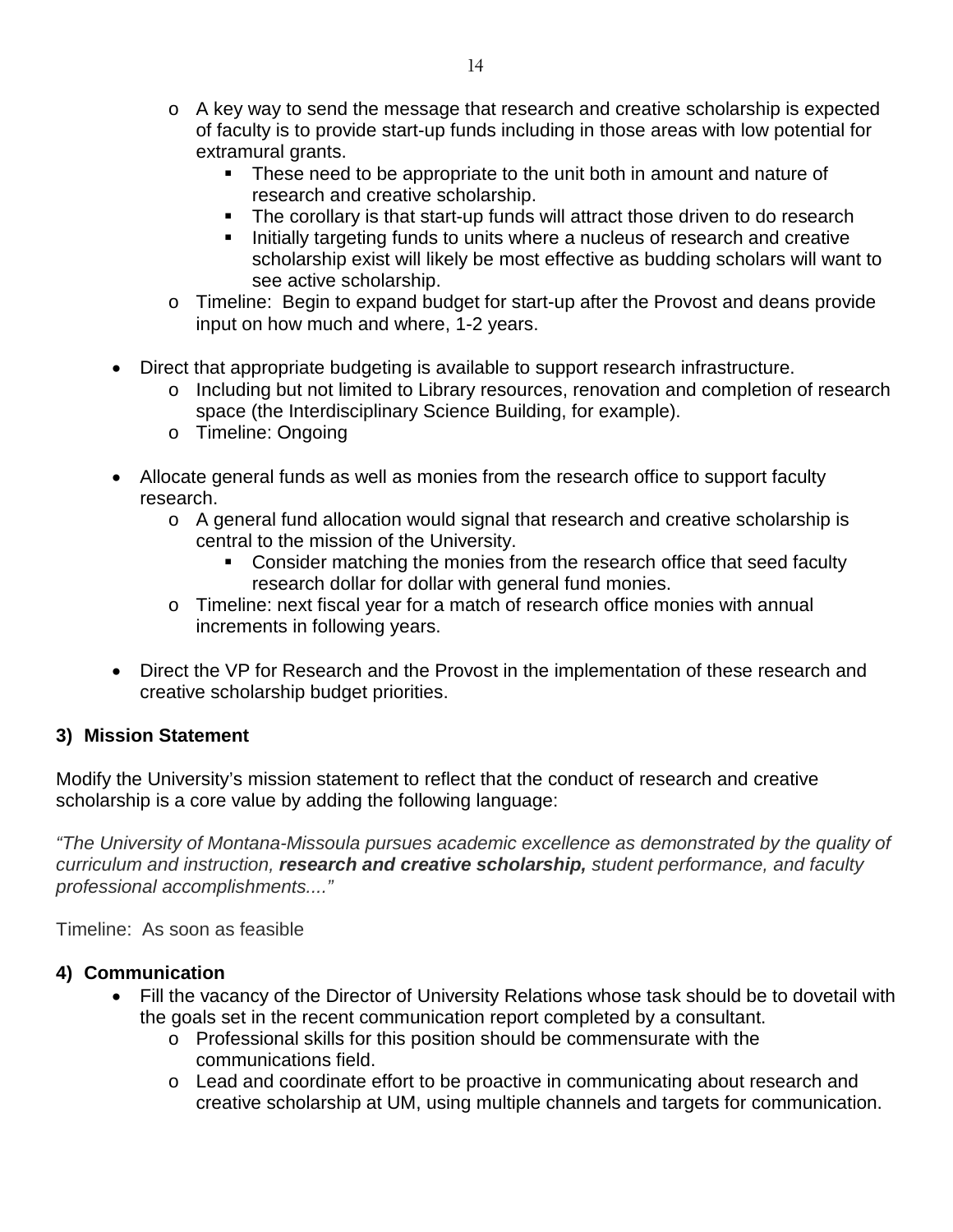- A key way to send the message that research and creative scholarship is expected of faculty is to provide start-up funds including in those areas with low potential for extramural grants.
    - These need to be appropriate to the unit both in amount and nature of research and creative scholarship.
    - The corollary is that start-up funds will attract those driven to do research
    - Initially targeting funds to units where a nucleus of research and creative scholarship exist will likely be most effective as budding scholars will want to see active scholarship.
  - Timeline: Begin to expand budget for start-up after the Provost and deans provide input on how much and where, 1-2 years.

- Direct that appropriate budgeting is available to support research infrastructure.
  - Including but not limited to Library resources, renovation and completion of research space (the Interdisciplinary Science Building, for example).
  - Timeline: Ongoing

- Allocate general funds as well as monies from the research office to support faculty research.
  - A general fund allocation would signal that research and creative scholarship is central to the mission of the University.
    - Consider matching the monies from the research office that seed faculty research dollar for dollar with general fund monies.
  - Timeline: next fiscal year for a match of research office monies with annual increments in following years.

- Direct the VP for Research and the Provost in the implementation of these research and creative scholarship budget priorities.

### 3) Mission Statement

Modify the University's mission statement to reflect that the conduct of research and creative scholarship is a core value by adding the following language:

*"The University of Montana-Missoula pursues academic excellence as demonstrated by the quality of curriculum and instruction,* ***research and creative scholarship,*** *student performance, and faculty professional accomplishments...."*

Timeline: As soon as feasible

### 4) Communication

- Fill the vacancy of the Director of University Relations whose task should be to dovetail with the goals set in the recent communication report completed by a consultant.
  - Professional skills for this position should be commensurate with the communications field.
  - Lead and coordinate effort to be proactive in communicating about research and creative scholarship at UM, using multiple channels and targets for communication.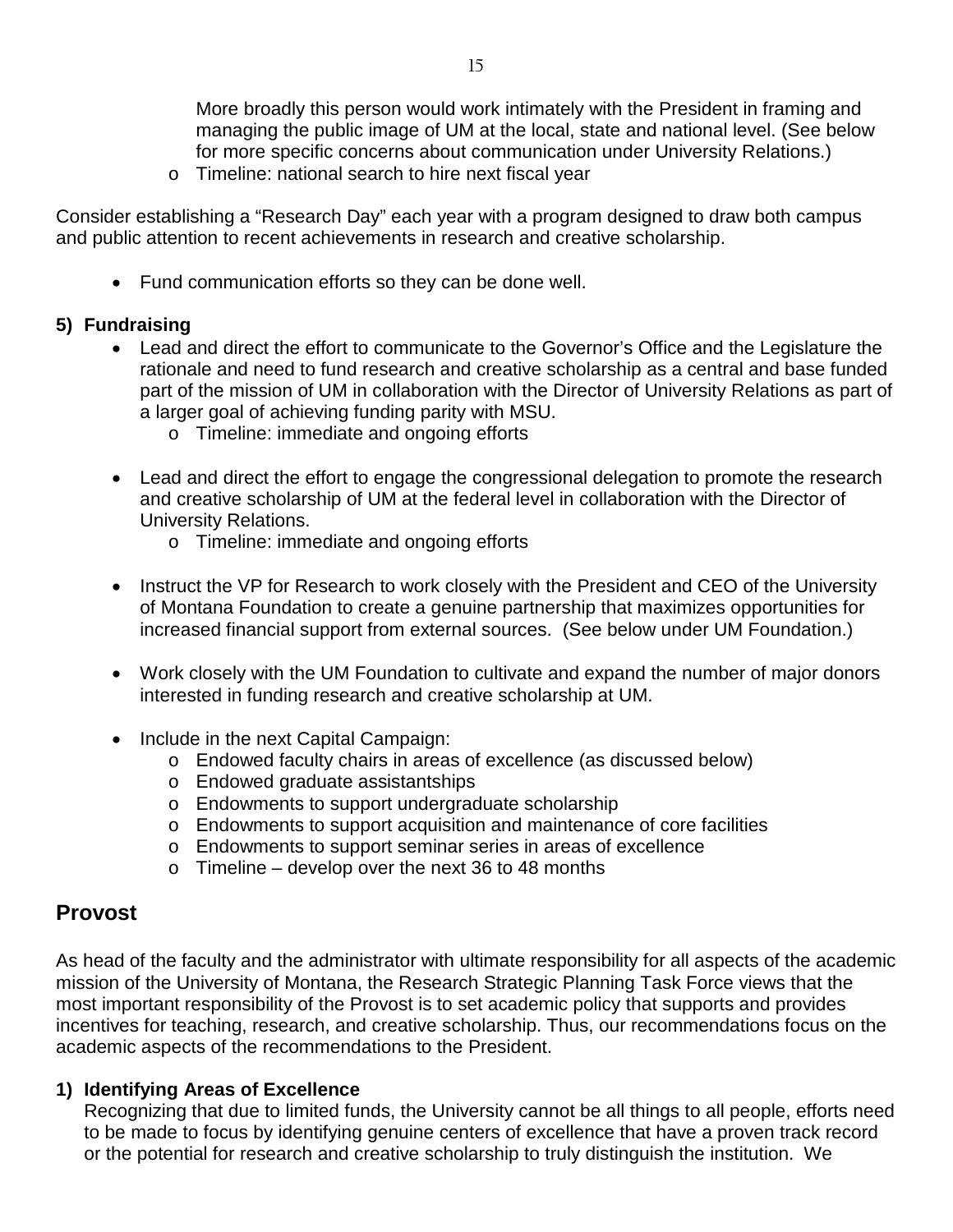More broadly this person would work intimately with the President in framing and managing the public image of UM at the local, state and national level. (See below for more specific concerns about communication under University Relations.)

- Timeline: national search to hire next fiscal year

Consider establishing a "Research Day" each year with a program designed to draw both campus and public attention to recent achievements in research and creative scholarship.

- Fund communication efforts so they can be done well.

**5) Fundraising**

- Lead and direct the effort to communicate to the Governor's Office and the Legislature the rationale and need to fund research and creative scholarship as a central and base funded part of the mission of UM in collaboration with the Director of University Relations as part of a larger goal of achieving funding parity with MSU.
  - Timeline: immediate and ongoing efforts

- Lead and direct the effort to engage the congressional delegation to promote the research and creative scholarship of UM at the federal level in collaboration with the Director of University Relations.
  - Timeline: immediate and ongoing efforts

- Instruct the VP for Research to work closely with the President and CEO of the University of Montana Foundation to create a genuine partnership that maximizes opportunities for increased financial support from external sources. (See below under UM Foundation.)

- Work closely with the UM Foundation to cultivate and expand the number of major donors interested in funding research and creative scholarship at UM.

- Include in the next Capital Campaign:
  - Endowed faculty chairs in areas of excellence (as discussed below)
  - Endowed graduate assistantships
  - Endowments to support undergraduate scholarship
  - Endowments to support acquisition and maintenance of core facilities
  - Endowments to support seminar series in areas of excellence
  - Timeline – develop over the next 36 to 48 months

## Provost

As head of the faculty and the administrator with ultimate responsibility for all aspects of the academic mission of the University of Montana, the Research Strategic Planning Task Force views that the most important responsibility of the Provost is to set academic policy that supports and provides incentives for teaching, research, and creative scholarship. Thus, our recommendations focus on the academic aspects of the recommendations to the President.

**1) Identifying Areas of Excellence**

Recognizing that due to limited funds, the University cannot be all things to all people, efforts need to be made to focus by identifying genuine centers of excellence that have a proven track record or the potential for research and creative scholarship to truly distinguish the institution. We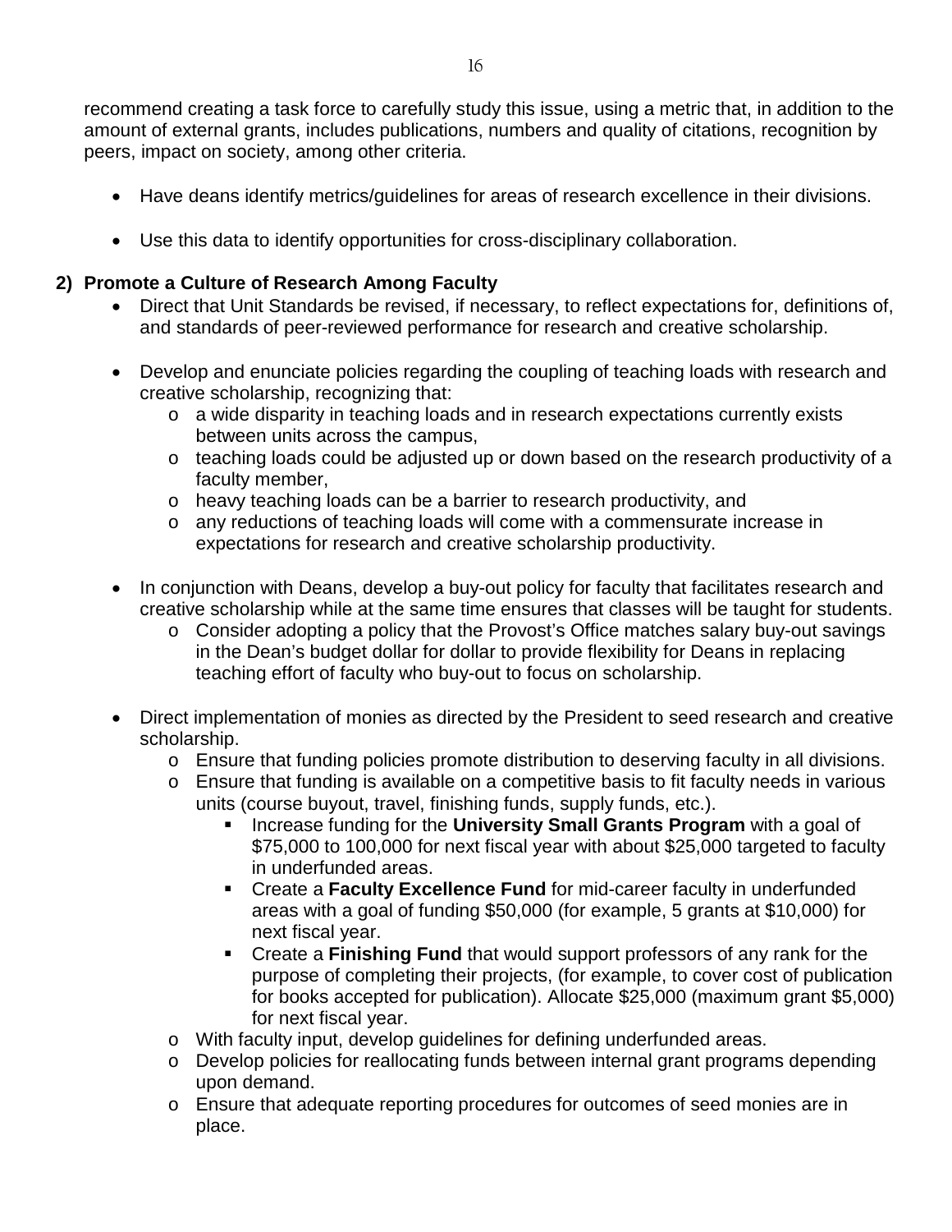recommend creating a task force to carefully study this issue, using a metric that, in addition to the amount of external grants, includes publications, numbers and quality of citations, recognition by peers, impact on society, among other criteria.

- Have deans identify metrics/guidelines for areas of research excellence in their divisions.

- Use this data to identify opportunities for cross-disciplinary collaboration.

**2) Promote a Culture of Research Among Faculty**

- Direct that Unit Standards be revised, if necessary, to reflect expectations for, definitions of, and standards of peer-reviewed performance for research and creative scholarship.

- Develop and enunciate policies regarding the coupling of teaching loads with research and creative scholarship, recognizing that:
  - a wide disparity in teaching loads and in research expectations currently exists between units across the campus,
  - teaching loads could be adjusted up or down based on the research productivity of a faculty member,
  - heavy teaching loads can be a barrier to research productivity, and
  - any reductions of teaching loads will come with a commensurate increase in expectations for research and creative scholarship productivity.

- In conjunction with Deans, develop a buy-out policy for faculty that facilitates research and creative scholarship while at the same time ensures that classes will be taught for students.
  - Consider adopting a policy that the Provost's Office matches salary buy-out savings in the Dean's budget dollar for dollar to provide flexibility for Deans in replacing teaching effort of faculty who buy-out to focus on scholarship.

- Direct implementation of monies as directed by the President to seed research and creative scholarship.
  - Ensure that funding policies promote distribution to deserving faculty in all divisions.
  - Ensure that funding is available on a competitive basis to fit faculty needs in various units (course buyout, travel, finishing funds, supply funds, etc.).
    - Increase funding for the **University Small Grants Program** with a goal of $75,000 to 100,000 for next fiscal year with about $25,000 targeted to faculty in underfunded areas.
    - Create a **Faculty Excellence Fund** for mid-career faculty in underfunded areas with a goal of funding $50,000 (for example, 5 grants at $10,000) for next fiscal year.
    - Create a **Finishing Fund** that would support professors of any rank for the purpose of completing their projects, (for example, to cover cost of publication for books accepted for publication). Allocate $25,000 (maximum grant $5,000) for next fiscal year.
  - With faculty input, develop guidelines for defining underfunded areas.
  - Develop policies for reallocating funds between internal grant programs depending upon demand.
  - Ensure that adequate reporting procedures for outcomes of seed monies are in place.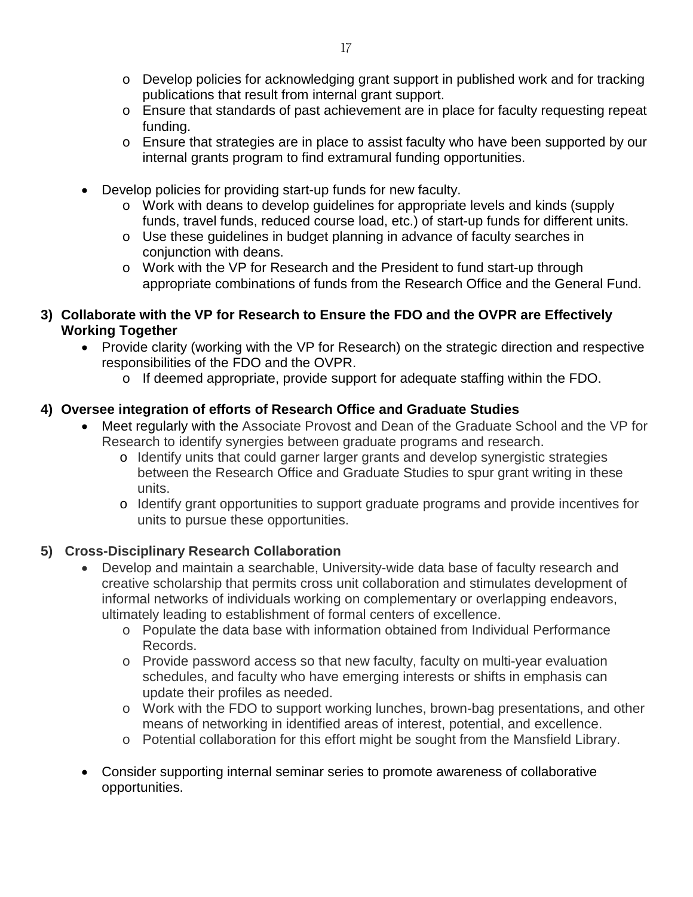- Develop policies for acknowledging grant support in published work and for tracking publications that result from internal grant support.
  - Ensure that standards of past achievement are in place for faculty requesting repeat funding.
  - Ensure that strategies are in place to assist faculty who have been supported by our internal grants program to find extramural funding opportunities.

- Develop policies for providing start-up funds for new faculty.
  - Work with deans to develop guidelines for appropriate levels and kinds (supply funds, travel funds, reduced course load, etc.) of start-up funds for different units.
  - Use these guidelines in budget planning in advance of faculty searches in conjunction with deans.
  - Work with the VP for Research and the President to fund start-up through appropriate combinations of funds from the Research Office and the General Fund.

**3) Collaborate with the VP for Research to Ensure the FDO and the OVPR are Effectively Working Together**

- Provide clarity (working with the VP for Research) on the strategic direction and respective responsibilities of the FDO and the OVPR.
  - If deemed appropriate, provide support for adequate staffing within the FDO.

**4) Oversee integration of efforts of Research Office and Graduate Studies**

- Meet regularly with the Associate Provost and Dean of the Graduate School and the VP for Research to identify synergies between graduate programs and research.
  - Identify units that could garner larger grants and develop synergistic strategies between the Research Office and Graduate Studies to spur grant writing in these units.
  - Identify grant opportunities to support graduate programs and provide incentives for units to pursue these opportunities.

**5) Cross-Disciplinary Research Collaboration**

- Develop and maintain a searchable, University-wide data base of faculty research and creative scholarship that permits cross unit collaboration and stimulates development of informal networks of individuals working on complementary or overlapping endeavors, ultimately leading to establishment of formal centers of excellence.
  - Populate the data base with information obtained from Individual Performance Records.
  - Provide password access so that new faculty, faculty on multi-year evaluation schedules, and faculty who have emerging interests or shifts in emphasis can update their profiles as needed.
  - Work with the FDO to support working lunches, brown-bag presentations, and other means of networking in identified areas of interest, potential, and excellence.
  - Potential collaboration for this effort might be sought from the Mansfield Library.

- Consider supporting internal seminar series to promote awareness of collaborative opportunities.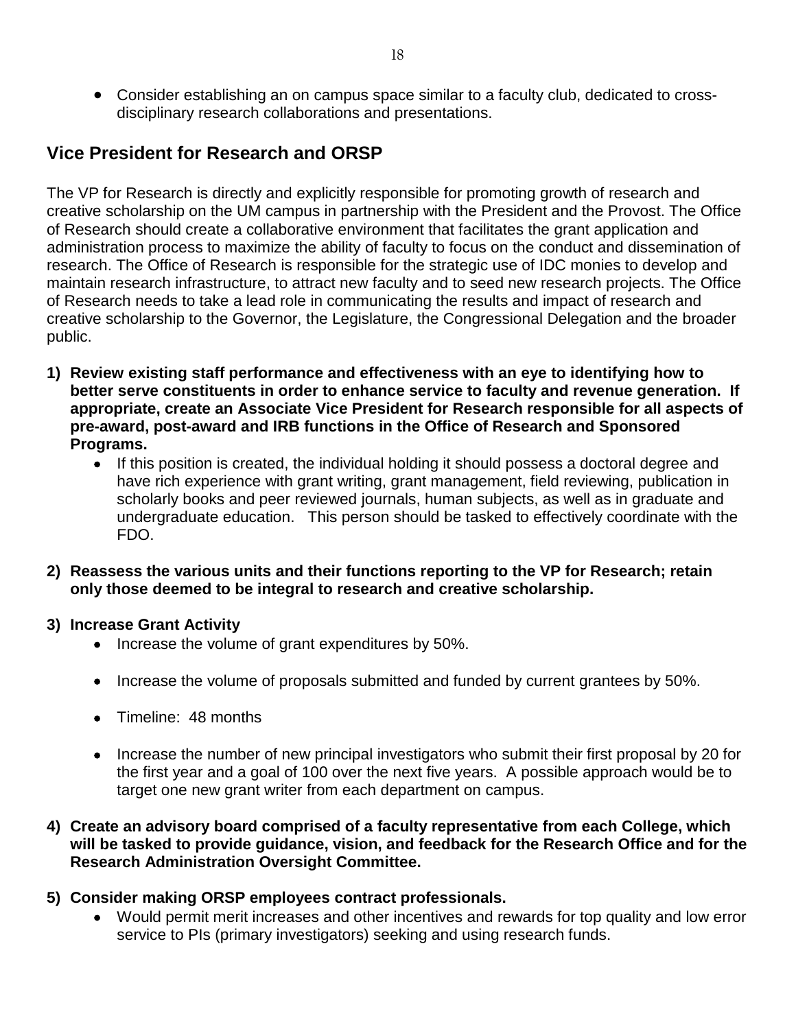- Consider establishing an on campus space similar to a faculty club, dedicated to cross-disciplinary research collaborations and presentations.

## Vice President for Research and ORSP

The VP for Research is directly and explicitly responsible for promoting growth of research and creative scholarship on the UM campus in partnership with the President and the Provost. The Office of Research should create a collaborative environment that facilitates the grant application and administration process to maximize the ability of faculty to focus on the conduct and dissemination of research. The Office of Research is responsible for the strategic use of IDC monies to develop and maintain research infrastructure, to attract new faculty and to seed new research projects. The Office of Research needs to take a lead role in communicating the results and impact of research and creative scholarship to the Governor, the Legislature, the Congressional Delegation and the broader public.

1) **Review existing staff performance and effectiveness with an eye to identifying how to better serve constituents in order to enhance service to faculty and revenue generation. If appropriate, create an Associate Vice President for Research responsible for all aspects of pre-award, post-award and IRB functions in the Office of Research and Sponsored Programs.**
   - If this position is created, the individual holding it should possess a doctoral degree and have rich experience with grant writing, grant management, field reviewing, publication in scholarly books and peer reviewed journals, human subjects, as well as in graduate and undergraduate education. This person should be tasked to effectively coordinate with the FDO.

2) **Reassess the various units and their functions reporting to the VP for Research; retain only those deemed to be integral to research and creative scholarship.**

3) **Increase Grant Activity**
   - Increase the volume of grant expenditures by 50%.
   - Increase the volume of proposals submitted and funded by current grantees by 50%.
   - Timeline: 48 months
   - Increase the number of new principal investigators who submit their first proposal by 20 for the first year and a goal of 100 over the next five years. A possible approach would be to target one new grant writer from each department on campus.

4) **Create an advisory board comprised of a faculty representative from each College, which will be tasked to provide guidance, vision, and feedback for the Research Office and for the Research Administration Oversight Committee.**

5) **Consider making ORSP employees contract professionals.**
   - Would permit merit increases and other incentives and rewards for top quality and low error service to PIs (primary investigators) seeking and using research funds.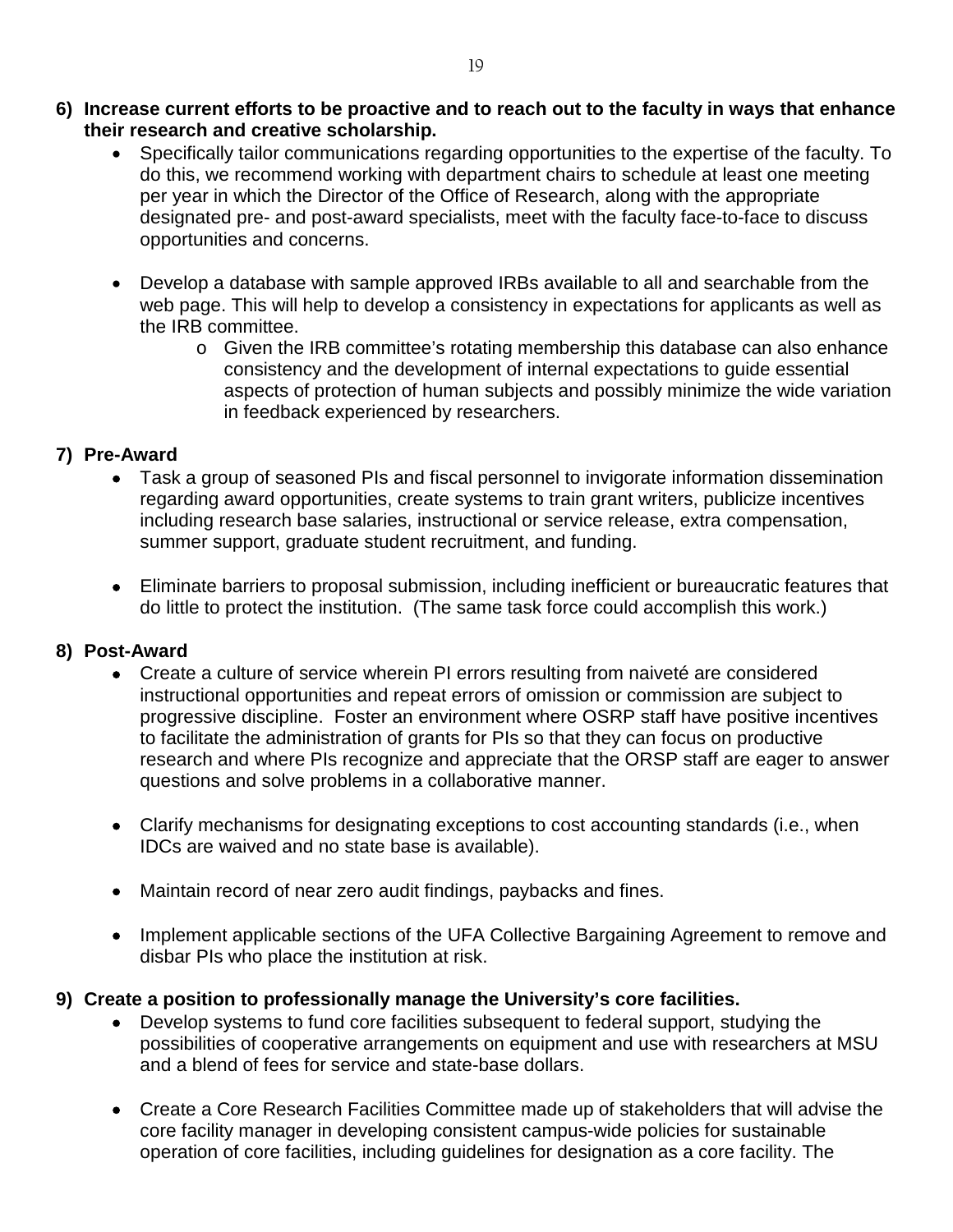6) **Increase current efforts to be proactive and to reach out to the faculty in ways that enhance their research and creative scholarship.**
   - Specifically tailor communications regarding opportunities to the expertise of the faculty. To do this, we recommend working with department chairs to schedule at least one meeting per year in which the Director of the Office of Research, along with the appropriate designated pre- and post-award specialists, meet with the faculty face-to-face to discuss opportunities and concerns.

   - Develop a database with sample approved IRBs available to all and searchable from the web page. This will help to develop a consistency in expectations for applicants as well as the IRB committee.
     - Given the IRB committee's rotating membership this database can also enhance consistency and the development of internal expectations to guide essential aspects of protection of human subjects and possibly minimize the wide variation in feedback experienced by researchers.

7) **Pre-Award**
   - Task a group of seasoned PIs and fiscal personnel to invigorate information dissemination regarding award opportunities, create systems to train grant writers, publicize incentives including research base salaries, instructional or service release, extra compensation, summer support, graduate student recruitment, and funding.

   - Eliminate barriers to proposal submission, including inefficient or bureaucratic features that do little to protect the institution. (The same task force could accomplish this work.)

8) **Post-Award**
   - Create a culture of service wherein PI errors resulting from naiveté are considered instructional opportunities and repeat errors of omission or commission are subject to progressive discipline. Foster an environment where OSRP staff have positive incentives to facilitate the administration of grants for PIs so that they can focus on productive research and where PIs recognize and appreciate that the ORSP staff are eager to answer questions and solve problems in a collaborative manner.

   - Clarify mechanisms for designating exceptions to cost accounting standards (i.e., when IDCs are waived and no state base is available).

   - Maintain record of near zero audit findings, paybacks and fines.

   - Implement applicable sections of the UFA Collective Bargaining Agreement to remove and disbar PIs who place the institution at risk.

9) **Create a position to professionally manage the University's core facilities.**
   - Develop systems to fund core facilities subsequent to federal support, studying the possibilities of cooperative arrangements on equipment and use with researchers at MSU and a blend of fees for service and state-base dollars.

   - Create a Core Research Facilities Committee made up of stakeholders that will advise the core facility manager in developing consistent campus-wide policies for sustainable operation of core facilities, including guidelines for designation as a core facility. The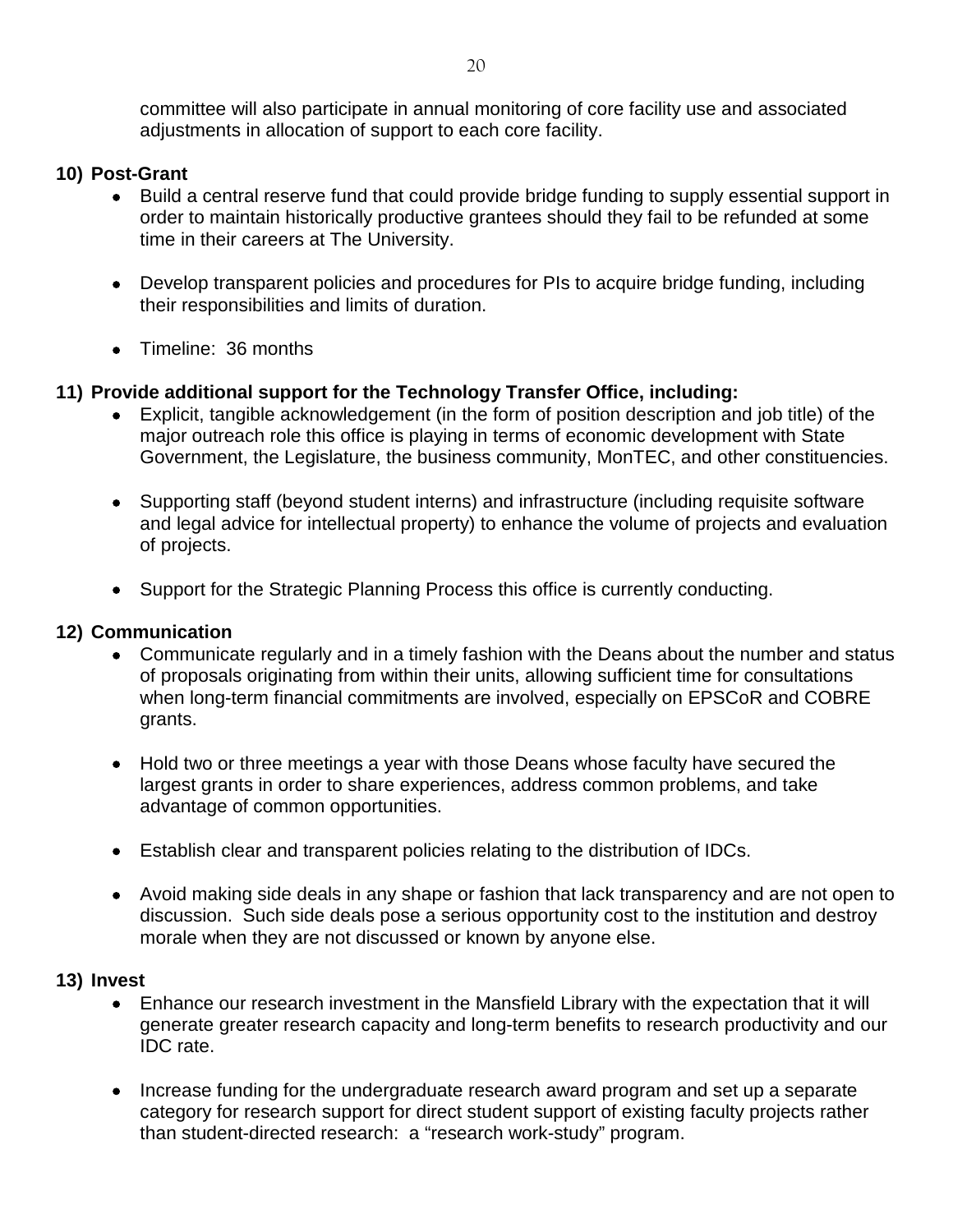committee will also participate in annual monitoring of core facility use and associated adjustments in allocation of support to each core facility.

**10) Post-Grant**

- Build a central reserve fund that could provide bridge funding to supply essential support in order to maintain historically productive grantees should they fail to be refunded at some time in their careers at The University.
- Develop transparent policies and procedures for PIs to acquire bridge funding, including their responsibilities and limits of duration.
- Timeline: 36 months

**11) Provide additional support for the Technology Transfer Office, including:**

- Explicit, tangible acknowledgement (in the form of position description and job title) of the major outreach role this office is playing in terms of economic development with State Government, the Legislature, the business community, MonTEC, and other constituencies.
- Supporting staff (beyond student interns) and infrastructure (including requisite software and legal advice for intellectual property) to enhance the volume of projects and evaluation of projects.
- Support for the Strategic Planning Process this office is currently conducting.

**12) Communication**

- Communicate regularly and in a timely fashion with the Deans about the number and status of proposals originating from within their units, allowing sufficient time for consultations when long-term financial commitments are involved, especially on EPSCoR and COBRE grants.
- Hold two or three meetings a year with those Deans whose faculty have secured the largest grants in order to share experiences, address common problems, and take advantage of common opportunities.
- Establish clear and transparent policies relating to the distribution of IDCs.
- Avoid making side deals in any shape or fashion that lack transparency and are not open to discussion. Such side deals pose a serious opportunity cost to the institution and destroy morale when they are not discussed or known by anyone else.

**13) Invest**

- Enhance our research investment in the Mansfield Library with the expectation that it will generate greater research capacity and long-term benefits to research productivity and our IDC rate.
- Increase funding for the undergraduate research award program and set up a separate category for research support for direct student support of existing faculty projects rather than student-directed research: a "research work-study" program.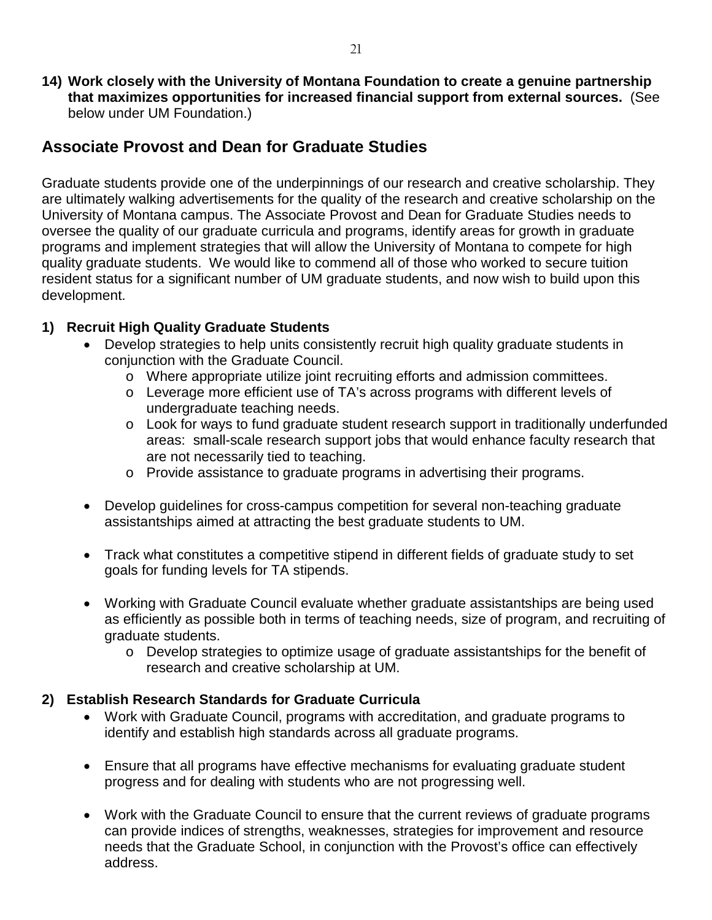14) **Work closely with the University of Montana Foundation to create a genuine partnership that maximizes opportunities for increased financial support from external sources.** (See below under UM Foundation.)

## Associate Provost and Dean for Graduate Studies

Graduate students provide one of the underpinnings of our research and creative scholarship. They are ultimately walking advertisements for the quality of the research and creative scholarship on the University of Montana campus. The Associate Provost and Dean for Graduate Studies needs to oversee the quality of our graduate curricula and programs, identify areas for growth in graduate programs and implement strategies that will allow the University of Montana to compete for high quality graduate students. We would like to commend all of those who worked to secure tuition resident status for a significant number of UM graduate students, and now wish to build upon this development.

### 1) Recruit High Quality Graduate Students

- Develop strategies to help units consistently recruit high quality graduate students in conjunction with the Graduate Council.
  - Where appropriate utilize joint recruiting efforts and admission committees.
  - Leverage more efficient use of TA's across programs with different levels of undergraduate teaching needs.
  - Look for ways to fund graduate student research support in traditionally underfunded areas: small-scale research support jobs that would enhance faculty research that are not necessarily tied to teaching.
  - Provide assistance to graduate programs in advertising their programs.

- Develop guidelines for cross-campus competition for several non-teaching graduate assistantships aimed at attracting the best graduate students to UM.

- Track what constitutes a competitive stipend in different fields of graduate study to set goals for funding levels for TA stipends.

- Working with Graduate Council evaluate whether graduate assistantships are being used as efficiently as possible both in terms of teaching needs, size of program, and recruiting of graduate students.
  - Develop strategies to optimize usage of graduate assistantships for the benefit of research and creative scholarship at UM.

### 2) Establish Research Standards for Graduate Curricula

- Work with Graduate Council, programs with accreditation, and graduate programs to identify and establish high standards across all graduate programs.

- Ensure that all programs have effective mechanisms for evaluating graduate student progress and for dealing with students who are not progressing well.

- Work with the Graduate Council to ensure that the current reviews of graduate programs can provide indices of strengths, weaknesses, strategies for improvement and resource needs that the Graduate School, in conjunction with the Provost's office can effectively address.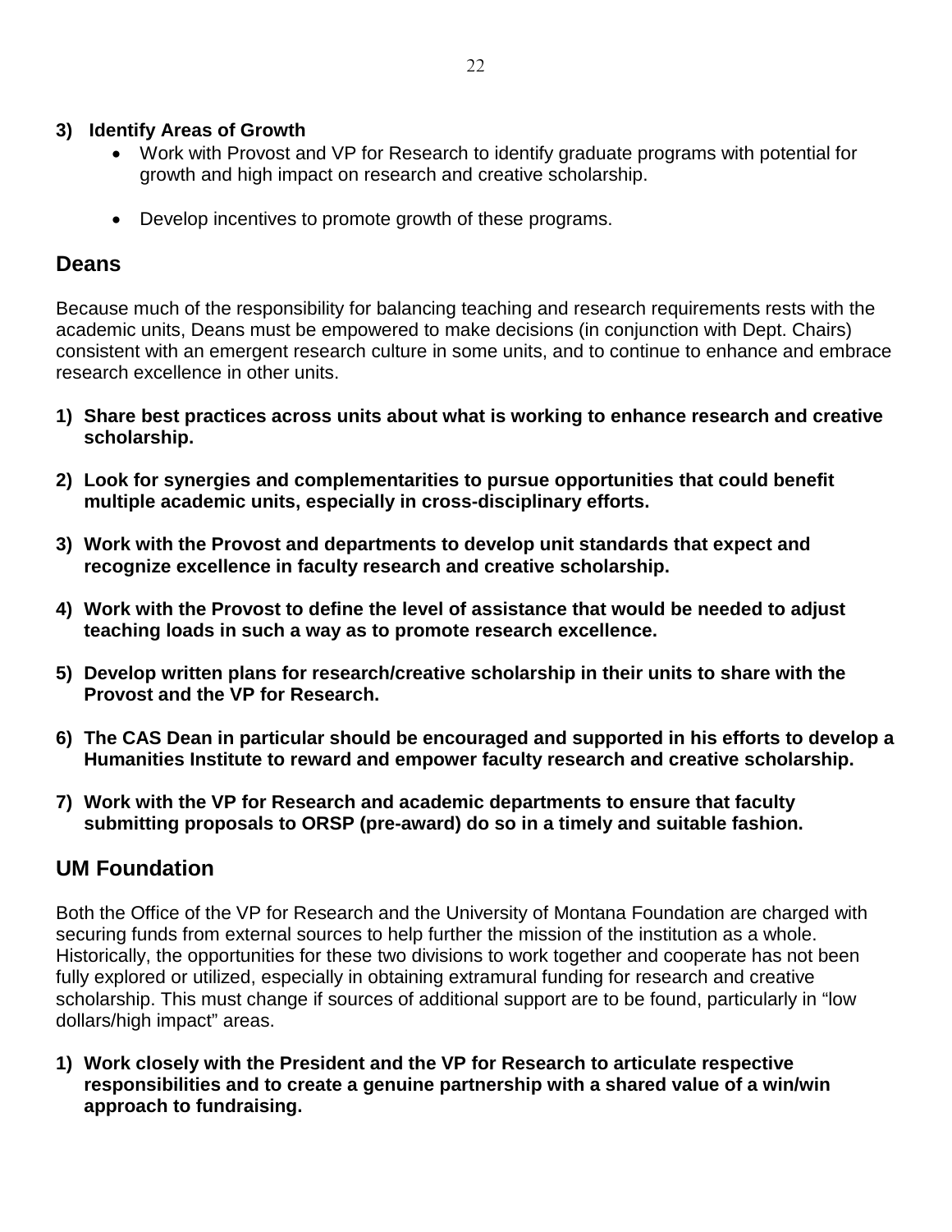**3) Identify Areas of Growth**

- Work with Provost and VP for Research to identify graduate programs with potential for growth and high impact on research and creative scholarship.
- Develop incentives to promote growth of these programs.

## Deans

Because much of the responsibility for balancing teaching and research requirements rests with the academic units, Deans must be empowered to make decisions (in conjunction with Dept. Chairs) consistent with an emergent research culture in some units, and to continue to enhance and embrace research excellence in other units.

1) **Share best practices across units about what is working to enhance research and creative scholarship.**
2) **Look for synergies and complementarities to pursue opportunities that could benefit multiple academic units, especially in cross-disciplinary efforts.**
3) **Work with the Provost and departments to develop unit standards that expect and recognize excellence in faculty research and creative scholarship.**
4) **Work with the Provost to define the level of assistance that would be needed to adjust teaching loads in such a way as to promote research excellence.**
5) **Develop written plans for research/creative scholarship in their units to share with the Provost and the VP for Research.**
6) **The CAS Dean in particular should be encouraged and supported in his efforts to develop a Humanities Institute to reward and empower faculty research and creative scholarship.**
7) **Work with the VP for Research and academic departments to ensure that faculty submitting proposals to ORSP (pre-award) do so in a timely and suitable fashion.**

## UM Foundation

Both the Office of the VP for Research and the University of Montana Foundation are charged with securing funds from external sources to help further the mission of the institution as a whole. Historically, the opportunities for these two divisions to work together and cooperate has not been fully explored or utilized, especially in obtaining extramural funding for research and creative scholarship. This must change if sources of additional support are to be found, particularly in "low dollars/high impact" areas.

1) **Work closely with the President and the VP for Research to articulate respective responsibilities and to create a genuine partnership with a shared value of a win/win approach to fundraising.**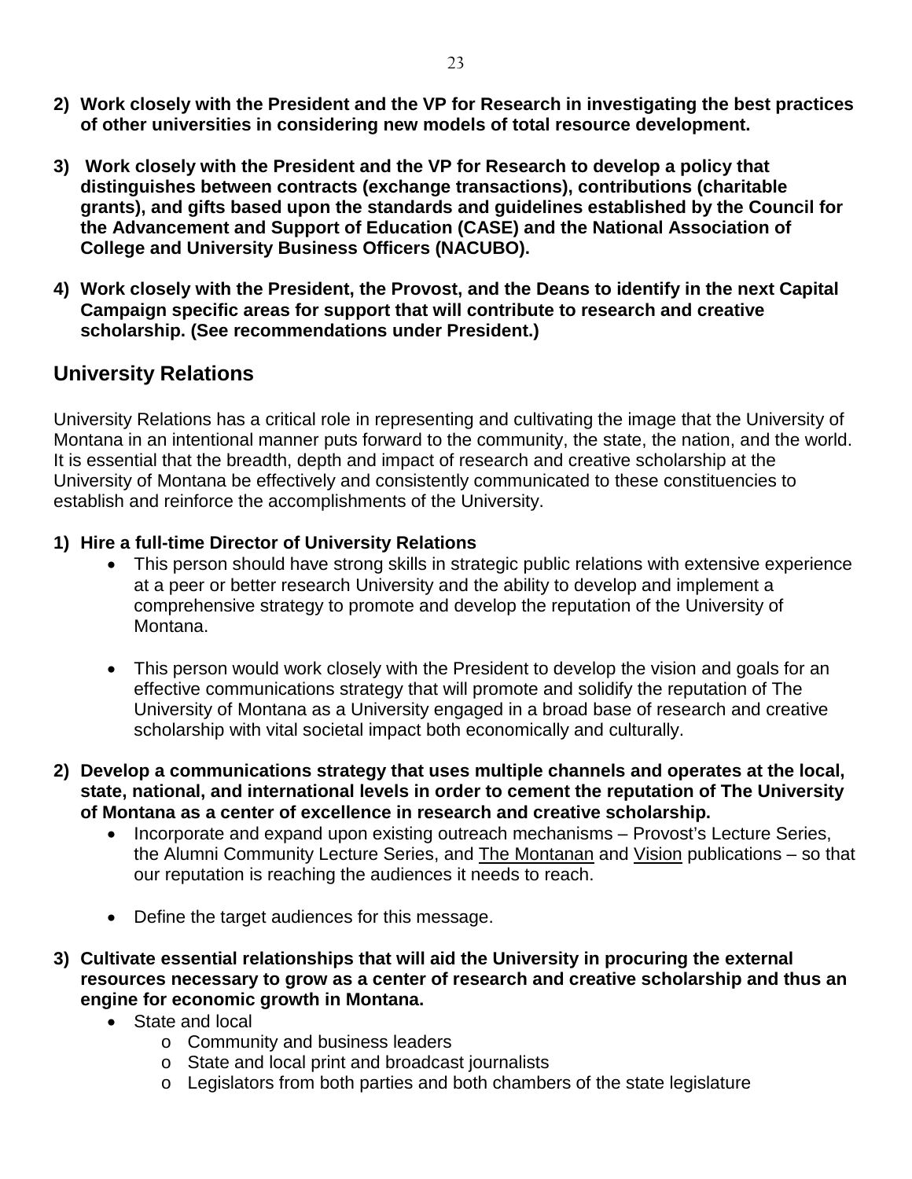2) **Work closely with the President and the VP for Research in investigating the best practices of other universities in considering new models of total resource development.**

3) **Work closely with the President and the VP for Research to develop a policy that distinguishes between contracts (exchange transactions), contributions (charitable grants), and gifts based upon the standards and guidelines established by the Council for the Advancement and Support of Education (CASE) and the National Association of College and University Business Officers (NACUBO).**

4) **Work closely with the President, the Provost, and the Deans to identify in the next Capital Campaign specific areas for support that will contribute to research and creative scholarship. (See recommendations under President.)**

## University Relations

University Relations has a critical role in representing and cultivating the image that the University of Montana in an intentional manner puts forward to the community, the state, the nation, and the world. It is essential that the breadth, depth and impact of research and creative scholarship at the University of Montana be effectively and consistently communicated to these constituencies to establish and reinforce the accomplishments of the University.

1) **Hire a full-time Director of University Relations**
    - This person should have strong skills in strategic public relations with extensive experience at a peer or better research University and the ability to develop and implement a comprehensive strategy to promote and develop the reputation of the University of Montana.
    - This person would work closely with the President to develop the vision and goals for an effective communications strategy that will promote and solidify the reputation of The University of Montana as a University engaged in a broad base of research and creative scholarship with vital societal impact both economically and culturally.

2) **Develop a communications strategy that uses multiple channels and operates at the local, state, national, and international levels in order to cement the reputation of The University of Montana as a center of excellence in research and creative scholarship.**
    - Incorporate and expand upon existing outreach mechanisms – Provost's Lecture Series, the Alumni Community Lecture Series, and The Montanan and Vision publications – so that our reputation is reaching the audiences it needs to reach.
    - Define the target audiences for this message.

3) **Cultivate essential relationships that will aid the University in procuring the external resources necessary to grow as a center of research and creative scholarship and thus an engine for economic growth in Montana.**
    - State and local
        - Community and business leaders
        - State and local print and broadcast journalists
        - Legislators from both parties and both chambers of the state legislature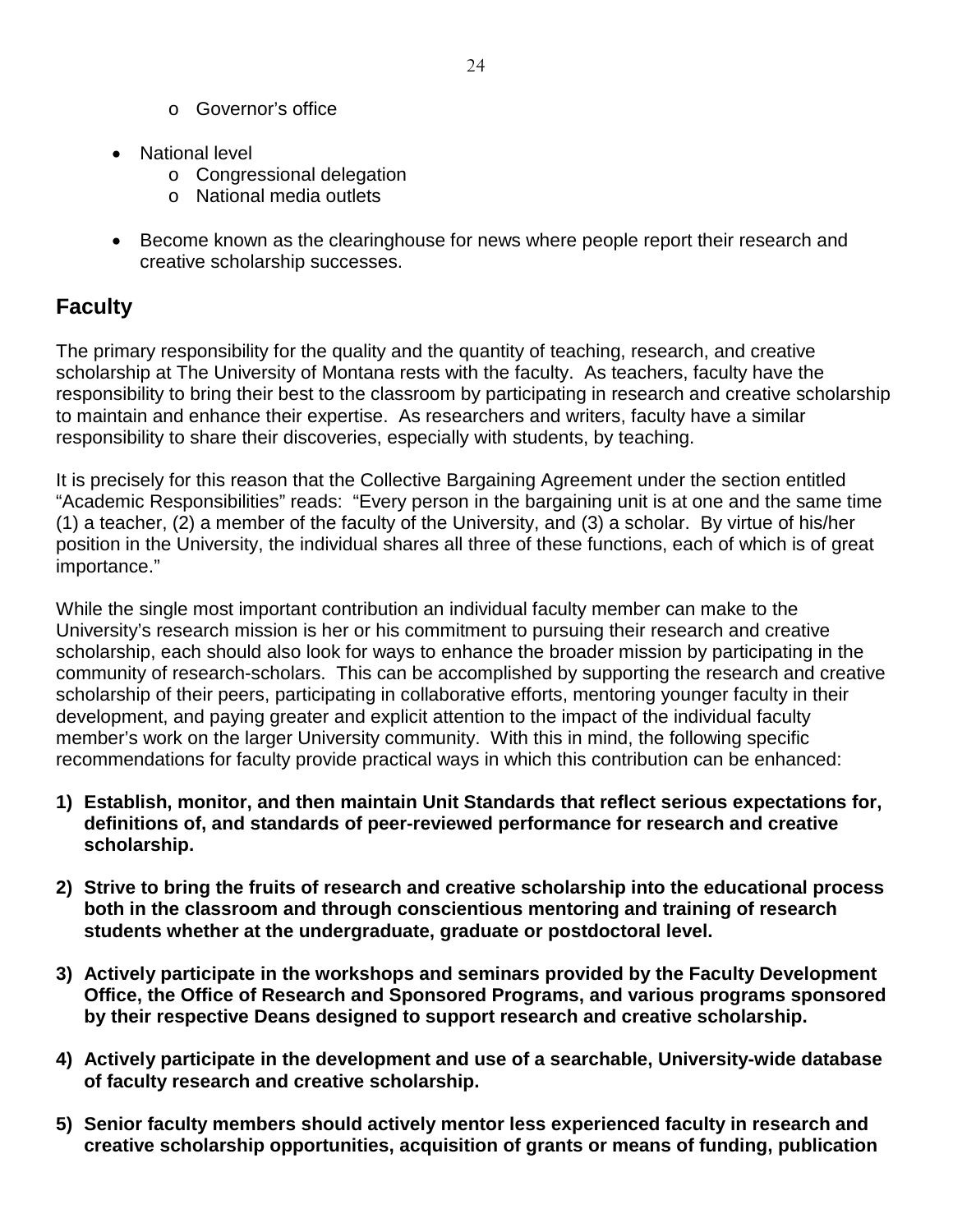- Governor's office

- National level
  - Congressional delegation
  - National media outlets

- Become known as the clearinghouse for news where people report their research and creative scholarship successes.

## Faculty

The primary responsibility for the quality and the quantity of teaching, research, and creative scholarship at The University of Montana rests with the faculty. As teachers, faculty have the responsibility to bring their best to the classroom by participating in research and creative scholarship to maintain and enhance their expertise. As researchers and writers, faculty have a similar responsibility to share their discoveries, especially with students, by teaching.

It is precisely for this reason that the Collective Bargaining Agreement under the section entitled "Academic Responsibilities" reads: "Every person in the bargaining unit is at one and the same time (1) a teacher, (2) a member of the faculty of the University, and (3) a scholar. By virtue of his/her position in the University, the individual shares all three of these functions, each of which is of great importance."

While the single most important contribution an individual faculty member can make to the University's research mission is her or his commitment to pursuing their research and creative scholarship, each should also look for ways to enhance the broader mission by participating in the community of research-scholars. This can be accomplished by supporting the research and creative scholarship of their peers, participating in collaborative efforts, mentoring younger faculty in their development, and paying greater and explicit attention to the impact of the individual faculty member's work on the larger University community. With this in mind, the following specific recommendations for faculty provide practical ways in which this contribution can be enhanced:

1) **Establish, monitor, and then maintain Unit Standards that reflect serious expectations for, definitions of, and standards of peer-reviewed performance for research and creative scholarship.**

2) **Strive to bring the fruits of research and creative scholarship into the educational process both in the classroom and through conscientious mentoring and training of research students whether at the undergraduate, graduate or postdoctoral level.**

3) **Actively participate in the workshops and seminars provided by the Faculty Development Office, the Office of Research and Sponsored Programs, and various programs sponsored by their respective Deans designed to support research and creative scholarship.**

4) **Actively participate in the development and use of a searchable, University-wide database of faculty research and creative scholarship.**

5) **Senior faculty members should actively mentor less experienced faculty in research and creative scholarship opportunities, acquisition of grants or means of funding, publication**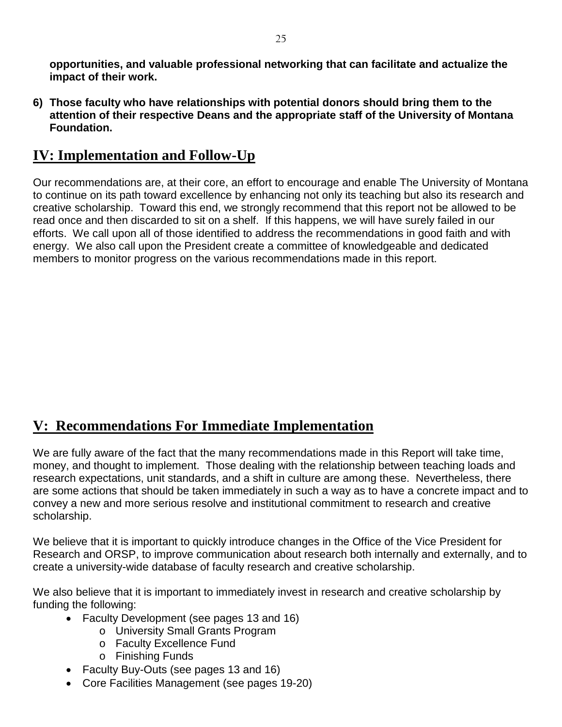**opportunities, and valuable professional networking that can facilitate and actualize the impact of their work.**

6) **Those faculty who have relationships with potential donors should bring them to the attention of their respective Deans and the appropriate staff of the University of Montana Foundation.**

## IV: Implementation and Follow-Up

Our recommendations are, at their core, an effort to encourage and enable The University of Montana to continue on its path toward excellence by enhancing not only its teaching but also its research and creative scholarship. Toward this end, we strongly recommend that this report not be allowed to be read once and then discarded to sit on a shelf. If this happens, we will have surely failed in our efforts. We call upon all of those identified to address the recommendations in good faith and with energy. We also call upon the President create a committee of knowledgeable and dedicated members to monitor progress on the various recommendations made in this report.

## V: Recommendations For Immediate Implementation

We are fully aware of the fact that the many recommendations made in this Report will take time, money, and thought to implement. Those dealing with the relationship between teaching loads and research expectations, unit standards, and a shift in culture are among these. Nevertheless, there are some actions that should be taken immediately in such a way as to have a concrete impact and to convey a new and more serious resolve and institutional commitment to research and creative scholarship.

We believe that it is important to quickly introduce changes in the Office of the Vice President for Research and ORSP, to improve communication about research both internally and externally, and to create a university-wide database of faculty research and creative scholarship.

We also believe that it is important to immediately invest in research and creative scholarship by funding the following:

- Faculty Development (see pages 13 and 16)
    - University Small Grants Program
    - Faculty Excellence Fund
    - Finishing Funds
- Faculty Buy-Outs (see pages 13 and 16)
- Core Facilities Management (see pages 19-20)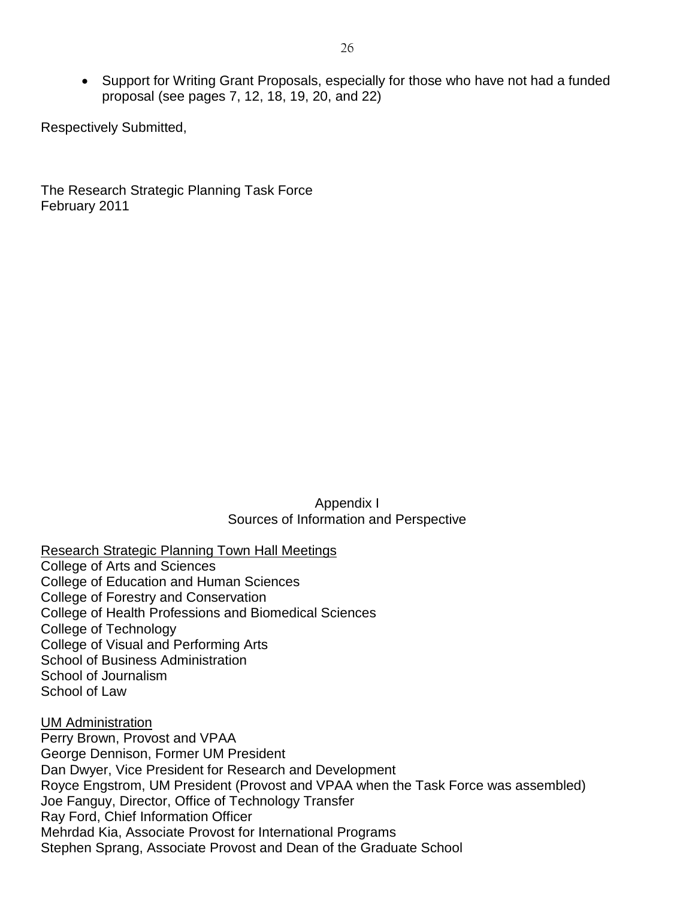- Support for Writing Grant Proposals, especially for those who have not had a funded proposal (see pages 7, 12, 18, 19, 20, and 22)

Respectively Submitted,

The Research Strategic Planning Task Force
February 2011

## Appendix I
## Sources of Information and Perspective

<u>Research Strategic Planning Town Hall Meetings</u>
College of Arts and Sciences
College of Education and Human Sciences
College of Forestry and Conservation
College of Health Professions and Biomedical Sciences
College of Technology
College of Visual and Performing Arts
School of Business Administration
School of Journalism
School of Law

<u>UM Administration</u>
Perry Brown, Provost and VPAA
George Dennison, Former UM President
Dan Dwyer, Vice President for Research and Development
Royce Engstrom, UM President (Provost and VPAA when the Task Force was assembled)
Joe Fanguy, Director, Office of Technology Transfer
Ray Ford, Chief Information Officer
Mehrdad Kia, Associate Provost for International Programs
Stephen Sprang, Associate Provost and Dean of the Graduate School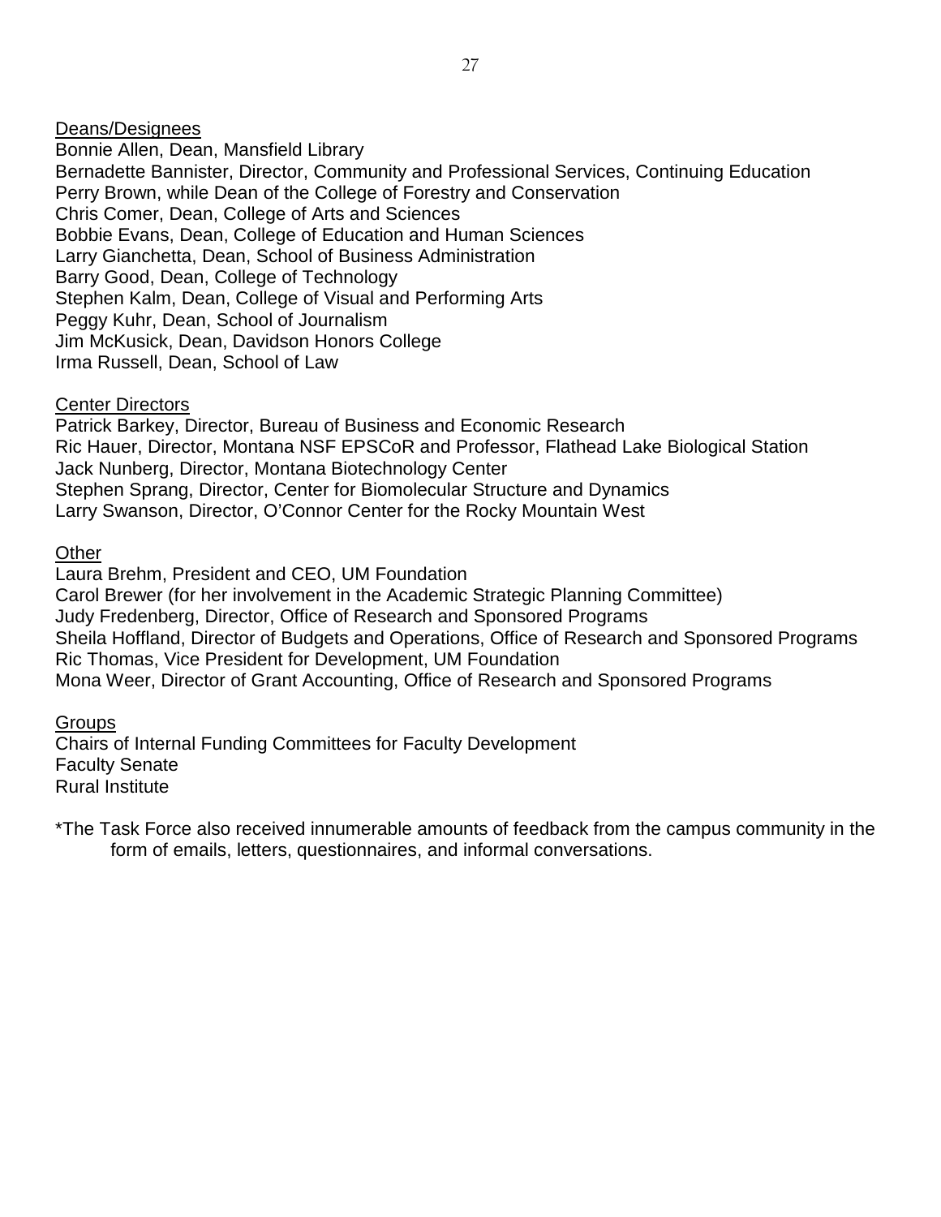Deans/Designees

Bonnie Allen, Dean, Mansfield Library
Bernadette Bannister, Director, Community and Professional Services, Continuing Education
Perry Brown, while Dean of the College of Forestry and Conservation
Chris Comer, Dean, College of Arts and Sciences
Bobbie Evans, Dean, College of Education and Human Sciences
Larry Gianchetta, Dean, School of Business Administration
Barry Good, Dean, College of Technology
Stephen Kalm, Dean, College of Visual and Performing Arts
Peggy Kuhr, Dean, School of Journalism
Jim McKusick, Dean, Davidson Honors College
Irma Russell, Dean, School of Law

Center Directors

Patrick Barkey, Director, Bureau of Business and Economic Research
Ric Hauer, Director, Montana NSF EPSCoR and Professor, Flathead Lake Biological Station
Jack Nunberg, Director, Montana Biotechnology Center
Stephen Sprang, Director, Center for Biomolecular Structure and Dynamics
Larry Swanson, Director, O'Connor Center for the Rocky Mountain West

Other

Laura Brehm, President and CEO, UM Foundation
Carol Brewer (for her involvement in the Academic Strategic Planning Committee)
Judy Fredenberg, Director, Office of Research and Sponsored Programs
Sheila Hoffland, Director of Budgets and Operations, Office of Research and Sponsored Programs
Ric Thomas, Vice President for Development, UM Foundation
Mona Weer, Director of Grant Accounting, Office of Research and Sponsored Programs

Groups

Chairs of Internal Funding Committees for Faculty Development
Faculty Senate
Rural Institute

*The Task Force also received innumerable amounts of feedback from the campus community in the form of emails, letters, questionnaires, and informal conversations.